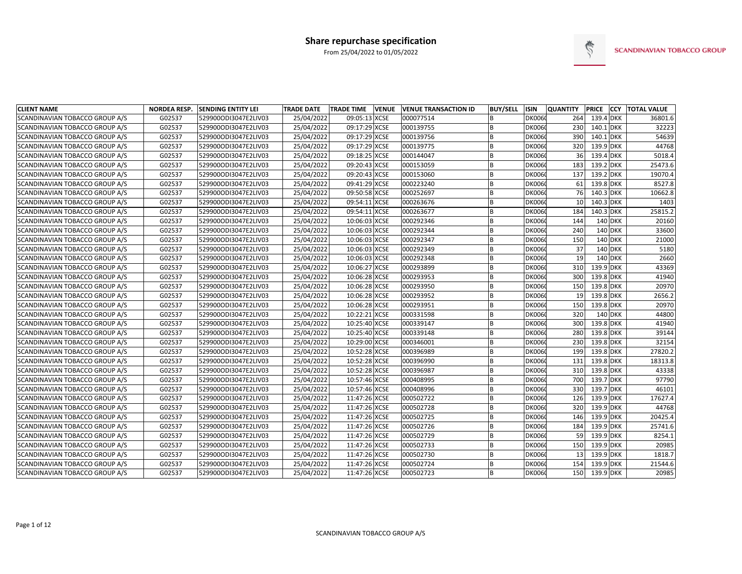# Share repurchase specification

From 25/04/2022 to 01/05/2022

SCANDINAVIAN TOBACCO GROUP

| CLIENT NAME | NORDEA RESP. | SENDING ENTITY LEI | TRADE DATE | TRADE TIME | VENUE | VENUE TRANSACTION ID | BUY/SELL | ISIN | QUANTITY | PRICE | CCY | TOTAL VALUE |
|---|---|---|---|---|---|---|---|---|---|---|---|---|
| SCANDINAVIAN TOBACCO GROUP A/S | G02537 | 529900ODI3047E2LIV03 | 25/04/2022 | 09:05:13 | XCSE | 000077514 | B | DK006( | 264 | 139.4 | DKK | 36801.6 |
| SCANDINAVIAN TOBACCO GROUP A/S | G02537 | 529900ODI3047E2LIV03 | 25/04/2022 | 09:17:29 | XCSE | 000139755 | B | DK006( | 230 | 140.1 | DKK | 32223 |
| SCANDINAVIAN TOBACCO GROUP A/S | G02537 | 529900ODI3047E2LIV03 | 25/04/2022 | 09:17:29 | XCSE | 000139756 | B | DK006( | 390 | 140.1 | DKK | 54639 |
| SCANDINAVIAN TOBACCO GROUP A/S | G02537 | 529900ODI3047E2LIV03 | 25/04/2022 | 09:17:29 | XCSE | 000139775 | B | DK006( | 320 | 139.9 | DKK | 44768 |
| SCANDINAVIAN TOBACCO GROUP A/S | G02537 | 529900ODI3047E2LIV03 | 25/04/2022 | 09:18:25 | XCSE | 000144047 | B | DK006( | 36 | 139.4 | DKK | 5018.4 |
| SCANDINAVIAN TOBACCO GROUP A/S | G02537 | 529900ODI3047E2LIV03 | 25/04/2022 | 09:20:43 | XCSE | 000153059 | B | DK006( | 183 | 139.2 | DKK | 25473.6 |
| SCANDINAVIAN TOBACCO GROUP A/S | G02537 | 529900ODI3047E2LIV03 | 25/04/2022 | 09:20:43 | XCSE | 000153060 | B | DK006( | 137 | 139.2 | DKK | 19070.4 |
| SCANDINAVIAN TOBACCO GROUP A/S | G02537 | 529900ODI3047E2LIV03 | 25/04/2022 | 09:41:29 | XCSE | 000223240 | B | DK006( | 61 | 139.8 | DKK | 8527.8 |
| SCANDINAVIAN TOBACCO GROUP A/S | G02537 | 529900ODI3047E2LIV03 | 25/04/2022 | 09:50:58 | XCSE | 000252697 | B | DK006( | 76 | 140.3 | DKK | 10662.8 |
| SCANDINAVIAN TOBACCO GROUP A/S | G02537 | 529900ODI3047E2LIV03 | 25/04/2022 | 09:54:11 | XCSE | 000263676 | B | DK006( | 10 | 140.3 | DKK | 1403 |
| SCANDINAVIAN TOBACCO GROUP A/S | G02537 | 529900ODI3047E2LIV03 | 25/04/2022 | 09:54:11 | XCSE | 000263677 | B | DK006( | 184 | 140.3 | DKK | 25815.2 |
| SCANDINAVIAN TOBACCO GROUP A/S | G02537 | 529900ODI3047E2LIV03 | 25/04/2022 | 10:06:03 | XCSE | 000292346 | B | DK006( | 144 | 140 | DKK | 20160 |
| SCANDINAVIAN TOBACCO GROUP A/S | G02537 | 529900ODI3047E2LIV03 | 25/04/2022 | 10:06:03 | XCSE | 000292344 | B | DK006( | 240 | 140 | DKK | 33600 |
| SCANDINAVIAN TOBACCO GROUP A/S | G02537 | 529900ODI3047E2LIV03 | 25/04/2022 | 10:06:03 | XCSE | 000292347 | B | DK006( | 150 | 140 | DKK | 21000 |
| SCANDINAVIAN TOBACCO GROUP A/S | G02537 | 529900ODI3047E2LIV03 | 25/04/2022 | 10:06:03 | XCSE | 000292349 | B | DK006( | 37 | 140 | DKK | 5180 |
| SCANDINAVIAN TOBACCO GROUP A/S | G02537 | 529900ODI3047E2LIV03 | 25/04/2022 | 10:06:03 | XCSE | 000292348 | B | DK006( | 19 | 140 | DKK | 2660 |
| SCANDINAVIAN TOBACCO GROUP A/S | G02537 | 529900ODI3047E2LIV03 | 25/04/2022 | 10:06:27 | XCSE | 000293899 | B | DK006( | 310 | 139.9 | DKK | 43369 |
| SCANDINAVIAN TOBACCO GROUP A/S | G02537 | 529900ODI3047E2LIV03 | 25/04/2022 | 10:06:28 | XCSE | 000293953 | B | DK006( | 300 | 139.8 | DKK | 41940 |
| SCANDINAVIAN TOBACCO GROUP A/S | G02537 | 529900ODI3047E2LIV03 | 25/04/2022 | 10:06:28 | XCSE | 000293950 | B | DK006( | 150 | 139.8 | DKK | 20970 |
| SCANDINAVIAN TOBACCO GROUP A/S | G02537 | 529900ODI3047E2LIV03 | 25/04/2022 | 10:06:28 | XCSE | 000293952 | B | DK006( | 19 | 139.8 | DKK | 2656.2 |
| SCANDINAVIAN TOBACCO GROUP A/S | G02537 | 529900ODI3047E2LIV03 | 25/04/2022 | 10:06:28 | XCSE | 000293951 | B | DK006( | 150 | 139.8 | DKK | 20970 |
| SCANDINAVIAN TOBACCO GROUP A/S | G02537 | 529900ODI3047E2LIV03 | 25/04/2022 | 10:22:21 | XCSE | 000331598 | B | DK006( | 320 | 140 | DKK | 44800 |
| SCANDINAVIAN TOBACCO GROUP A/S | G02537 | 529900ODI3047E2LIV03 | 25/04/2022 | 10:25:40 | XCSE | 000339147 | B | DK006( | 300 | 139.8 | DKK | 41940 |
| SCANDINAVIAN TOBACCO GROUP A/S | G02537 | 529900ODI3047E2LIV03 | 25/04/2022 | 10:25:40 | XCSE | 000339148 | B | DK006( | 280 | 139.8 | DKK | 39144 |
| SCANDINAVIAN TOBACCO GROUP A/S | G02537 | 529900ODI3047E2LIV03 | 25/04/2022 | 10:29:00 | XCSE | 000346001 | B | DK006( | 230 | 139.8 | DKK | 32154 |
| SCANDINAVIAN TOBACCO GROUP A/S | G02537 | 529900ODI3047E2LIV03 | 25/04/2022 | 10:52:28 | XCSE | 000396989 | B | DK006( | 199 | 139.8 | DKK | 27820.2 |
| SCANDINAVIAN TOBACCO GROUP A/S | G02537 | 529900ODI3047E2LIV03 | 25/04/2022 | 10:52:28 | XCSE | 000396990 | B | DK006( | 131 | 139.8 | DKK | 18313.8 |
| SCANDINAVIAN TOBACCO GROUP A/S | G02537 | 529900ODI3047E2LIV03 | 25/04/2022 | 10:52:28 | XCSE | 000396987 | B | DK006( | 310 | 139.8 | DKK | 43338 |
| SCANDINAVIAN TOBACCO GROUP A/S | G02537 | 529900ODI3047E2LIV03 | 25/04/2022 | 10:57:46 | XCSE | 000408995 | B | DK006( | 700 | 139.7 | DKK | 97790 |
| SCANDINAVIAN TOBACCO GROUP A/S | G02537 | 529900ODI3047E2LIV03 | 25/04/2022 | 10:57:46 | XCSE | 000408996 | B | DK006( | 330 | 139.7 | DKK | 46101 |
| SCANDINAVIAN TOBACCO GROUP A/S | G02537 | 529900ODI3047E2LIV03 | 25/04/2022 | 11:47:26 | XCSE | 000502722 | B | DK006( | 126 | 139.9 | DKK | 17627.4 |
| SCANDINAVIAN TOBACCO GROUP A/S | G02537 | 529900ODI3047E2LIV03 | 25/04/2022 | 11:47:26 | XCSE | 000502728 | B | DK006( | 320 | 139.9 | DKK | 44768 |
| SCANDINAVIAN TOBACCO GROUP A/S | G02537 | 529900ODI3047E2LIV03 | 25/04/2022 | 11:47:26 | XCSE | 000502725 | B | DK006( | 146 | 139.9 | DKK | 20425.4 |
| SCANDINAVIAN TOBACCO GROUP A/S | G02537 | 529900ODI3047E2LIV03 | 25/04/2022 | 11:47:26 | XCSE | 000502726 | B | DK006( | 184 | 139.9 | DKK | 25741.6 |
| SCANDINAVIAN TOBACCO GROUP A/S | G02537 | 529900ODI3047E2LIV03 | 25/04/2022 | 11:47:26 | XCSE | 000502729 | B | DK006( | 59 | 139.9 | DKK | 8254.1 |
| SCANDINAVIAN TOBACCO GROUP A/S | G02537 | 529900ODI3047E2LIV03 | 25/04/2022 | 11:47:26 | XCSE | 000502733 | B | DK006( | 150 | 139.9 | DKK | 20985 |
| SCANDINAVIAN TOBACCO GROUP A/S | G02537 | 529900ODI3047E2LIV03 | 25/04/2022 | 11:47:26 | XCSE | 000502730 | B | DK006( | 13 | 139.9 | DKK | 1818.7 |
| SCANDINAVIAN TOBACCO GROUP A/S | G02537 | 529900ODI3047E2LIV03 | 25/04/2022 | 11:47:26 | XCSE | 000502724 | B | DK006( | 154 | 139.9 | DKK | 21544.6 |
| SCANDINAVIAN TOBACCO GROUP A/S | G02537 | 529900ODI3047E2LIV03 | 25/04/2022 | 11:47:26 | XCSE | 000502723 | B | DK006( | 150 | 139.9 | DKK | 20985 |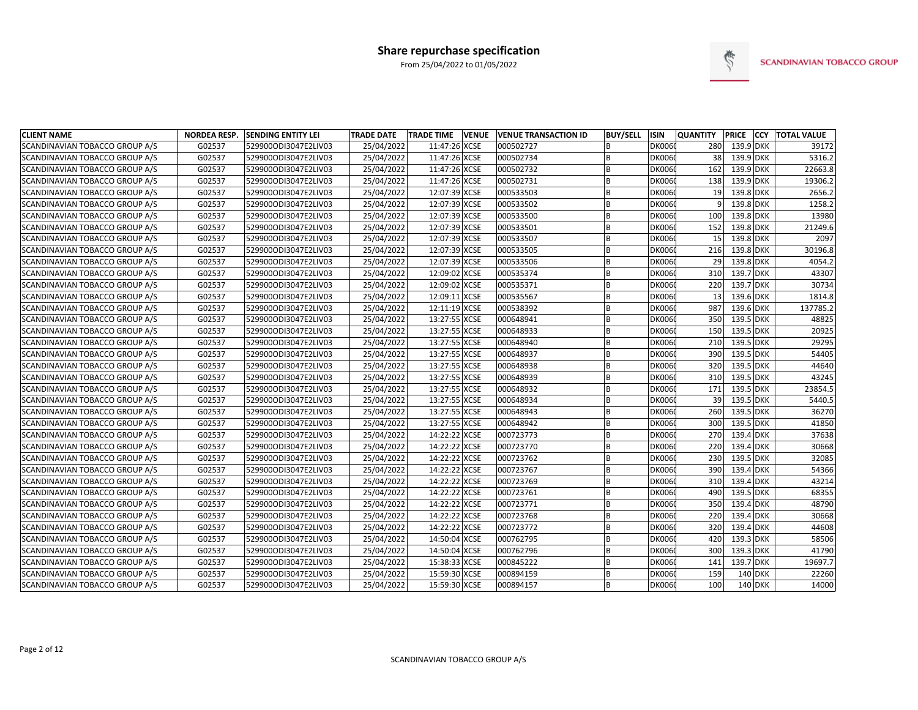# Share repurchase specification

From 25/04/2022 to 01/05/2022

SCANDINAVIAN TOBACCO GROUP

| CLIENT NAME | NORDEA RESP. | SENDING ENTITY LEI | TRADE DATE | TRADE TIME | VENUE | VENUE TRANSACTION ID | BUY/SELL | ISIN | QUANTITY | PRICE | CCY | TOTAL VALUE |
|---|---|---|---|---|---|---|---|---|---|---|---|---|
| SCANDINAVIAN TOBACCO GROUP A/S | G02537 | 529900ODI3047E2LIV03 | 25/04/2022 | 11:47:26 | XCSE | 000502727 | B | DK006 | 280 | 139.9 | DKK | 39172 |
| SCANDINAVIAN TOBACCO GROUP A/S | G02537 | 529900ODI3047E2LIV03 | 25/04/2022 | 11:47:26 | XCSE | 000502734 | B | DK006 | 38 | 139.9 | DKK | 5316.2 |
| SCANDINAVIAN TOBACCO GROUP A/S | G02537 | 529900ODI3047E2LIV03 | 25/04/2022 | 11:47:26 | XCSE | 000502732 | B | DK006 | 162 | 139.9 | DKK | 22663.8 |
| SCANDINAVIAN TOBACCO GROUP A/S | G02537 | 529900ODI3047E2LIV03 | 25/04/2022 | 11:47:26 | XCSE | 000502731 | B | DK006 | 138 | 139.9 | DKK | 19306.2 |
| SCANDINAVIAN TOBACCO GROUP A/S | G02537 | 529900ODI3047E2LIV03 | 25/04/2022 | 12:07:39 | XCSE | 000533503 | B | DK006 | 19 | 139.8 | DKK | 2656.2 |
| SCANDINAVIAN TOBACCO GROUP A/S | G02537 | 529900ODI3047E2LIV03 | 25/04/2022 | 12:07:39 | XCSE | 000533502 | B | DK006 | 9 | 139.8 | DKK | 1258.2 |
| SCANDINAVIAN TOBACCO GROUP A/S | G02537 | 529900ODI3047E2LIV03 | 25/04/2022 | 12:07:39 | XCSE | 000533500 | B | DK006 | 100 | 139.8 | DKK | 13980 |
| SCANDINAVIAN TOBACCO GROUP A/S | G02537 | 529900ODI3047E2LIV03 | 25/04/2022 | 12:07:39 | XCSE | 000533501 | B | DK006 | 152 | 139.8 | DKK | 21249.6 |
| SCANDINAVIAN TOBACCO GROUP A/S | G02537 | 529900ODI3047E2LIV03 | 25/04/2022 | 12:07:39 | XCSE | 000533507 | B | DK006 | 15 | 139.8 | DKK | 2097 |
| SCANDINAVIAN TOBACCO GROUP A/S | G02537 | 529900ODI3047E2LIV03 | 25/04/2022 | 12:07:39 | XCSE | 000533505 | B | DK006 | 216 | 139.8 | DKK | 30196.8 |
| SCANDINAVIAN TOBACCO GROUP A/S | G02537 | 529900ODI3047E2LIV03 | 25/04/2022 | 12:07:39 | XCSE | 000533506 | B | DK006 | 29 | 139.8 | DKK | 4054.2 |
| SCANDINAVIAN TOBACCO GROUP A/S | G02537 | 529900ODI3047E2LIV03 | 25/04/2022 | 12:09:02 | XCSE | 000535374 | B | DK006 | 310 | 139.7 | DKK | 43307 |
| SCANDINAVIAN TOBACCO GROUP A/S | G02537 | 529900ODI3047E2LIV03 | 25/04/2022 | 12:09:02 | XCSE | 000535371 | B | DK006 | 220 | 139.7 | DKK | 30734 |
| SCANDINAVIAN TOBACCO GROUP A/S | G02537 | 529900ODI3047E2LIV03 | 25/04/2022 | 12:09:11 | XCSE | 000535567 | B | DK006 | 13 | 139.6 | DKK | 1814.8 |
| SCANDINAVIAN TOBACCO GROUP A/S | G02537 | 529900ODI3047E2LIV03 | 25/04/2022 | 12:11:19 | XCSE | 000538392 | B | DK006 | 987 | 139.6 | DKK | 137785.2 |
| SCANDINAVIAN TOBACCO GROUP A/S | G02537 | 529900ODI3047E2LIV03 | 25/04/2022 | 13:27:55 | XCSE | 000648941 | B | DK006 | 350 | 139.5 | DKK | 48825 |
| SCANDINAVIAN TOBACCO GROUP A/S | G02537 | 529900ODI3047E2LIV03 | 25/04/2022 | 13:27:55 | XCSE | 000648933 | B | DK006 | 150 | 139.5 | DKK | 20925 |
| SCANDINAVIAN TOBACCO GROUP A/S | G02537 | 529900ODI3047E2LIV03 | 25/04/2022 | 13:27:55 | XCSE | 000648940 | B | DK006 | 210 | 139.5 | DKK | 29295 |
| SCANDINAVIAN TOBACCO GROUP A/S | G02537 | 529900ODI3047E2LIV03 | 25/04/2022 | 13:27:55 | XCSE | 000648937 | B | DK006 | 390 | 139.5 | DKK | 54405 |
| SCANDINAVIAN TOBACCO GROUP A/S | G02537 | 529900ODI3047E2LIV03 | 25/04/2022 | 13:27:55 | XCSE | 000648938 | B | DK006 | 320 | 139.5 | DKK | 44640 |
| SCANDINAVIAN TOBACCO GROUP A/S | G02537 | 529900ODI3047E2LIV03 | 25/04/2022 | 13:27:55 | XCSE | 000648939 | B | DK006 | 310 | 139.5 | DKK | 43245 |
| SCANDINAVIAN TOBACCO GROUP A/S | G02537 | 529900ODI3047E2LIV03 | 25/04/2022 | 13:27:55 | XCSE | 000648932 | B | DK006 | 171 | 139.5 | DKK | 23854.5 |
| SCANDINAVIAN TOBACCO GROUP A/S | G02537 | 529900ODI3047E2LIV03 | 25/04/2022 | 13:27:55 | XCSE | 000648934 | B | DK006 | 39 | 139.5 | DKK | 5440.5 |
| SCANDINAVIAN TOBACCO GROUP A/S | G02537 | 529900ODI3047E2LIV03 | 25/04/2022 | 13:27:55 | XCSE | 000648943 | B | DK006 | 260 | 139.5 | DKK | 36270 |
| SCANDINAVIAN TOBACCO GROUP A/S | G02537 | 529900ODI3047E2LIV03 | 25/04/2022 | 13:27:55 | XCSE | 000648942 | B | DK006 | 300 | 139.5 | DKK | 41850 |
| SCANDINAVIAN TOBACCO GROUP A/S | G02537 | 529900ODI3047E2LIV03 | 25/04/2022 | 14:22:22 | XCSE | 000723773 | B | DK006 | 270 | 139.4 | DKK | 37638 |
| SCANDINAVIAN TOBACCO GROUP A/S | G02537 | 529900ODI3047E2LIV03 | 25/04/2022 | 14:22:22 | XCSE | 000723770 | B | DK006 | 220 | 139.4 | DKK | 30668 |
| SCANDINAVIAN TOBACCO GROUP A/S | G02537 | 529900ODI3047E2LIV03 | 25/04/2022 | 14:22:22 | XCSE | 000723762 | B | DK006 | 230 | 139.5 | DKK | 32085 |
| SCANDINAVIAN TOBACCO GROUP A/S | G02537 | 529900ODI3047E2LIV03 | 25/04/2022 | 14:22:22 | XCSE | 000723767 | B | DK006 | 390 | 139.4 | DKK | 54366 |
| SCANDINAVIAN TOBACCO GROUP A/S | G02537 | 529900ODI3047E2LIV03 | 25/04/2022 | 14:22:22 | XCSE | 000723769 | B | DK006 | 310 | 139.4 | DKK | 43214 |
| SCANDINAVIAN TOBACCO GROUP A/S | G02537 | 529900ODI3047E2LIV03 | 25/04/2022 | 14:22:22 | XCSE | 000723761 | B | DK006 | 490 | 139.5 | DKK | 68355 |
| SCANDINAVIAN TOBACCO GROUP A/S | G02537 | 529900ODI3047E2LIV03 | 25/04/2022 | 14:22:22 | XCSE | 000723771 | B | DK006 | 350 | 139.4 | DKK | 48790 |
| SCANDINAVIAN TOBACCO GROUP A/S | G02537 | 529900ODI3047E2LIV03 | 25/04/2022 | 14:22:22 | XCSE | 000723768 | B | DK006 | 220 | 139.4 | DKK | 30668 |
| SCANDINAVIAN TOBACCO GROUP A/S | G02537 | 529900ODI3047E2LIV03 | 25/04/2022 | 14:22:22 | XCSE | 000723772 | B | DK006 | 320 | 139.4 | DKK | 44608 |
| SCANDINAVIAN TOBACCO GROUP A/S | G02537 | 529900ODI3047E2LIV03 | 25/04/2022 | 14:50:04 | XCSE | 000762795 | B | DK006 | 420 | 139.3 | DKK | 58506 |
| SCANDINAVIAN TOBACCO GROUP A/S | G02537 | 529900ODI3047E2LIV03 | 25/04/2022 | 14:50:04 | XCSE | 000762796 | B | DK006 | 300 | 139.3 | DKK | 41790 |
| SCANDINAVIAN TOBACCO GROUP A/S | G02537 | 529900ODI3047E2LIV03 | 25/04/2022 | 15:38:33 | XCSE | 000845222 | B | DK006 | 141 | 139.7 | DKK | 19697.7 |
| SCANDINAVIAN TOBACCO GROUP A/S | G02537 | 529900ODI3047E2LIV03 | 25/04/2022 | 15:59:30 | XCSE | 000894159 | B | DK006 | 159 | 140 | DKK | 22260 |
| SCANDINAVIAN TOBACCO GROUP A/S | G02537 | 529900ODI3047E2LIV03 | 25/04/2022 | 15:59:30 | XCSE | 000894157 | B | DK006 | 100 | 140 | DKK | 14000 |

SCANDINAVIAN TOBACCO GROUP A/S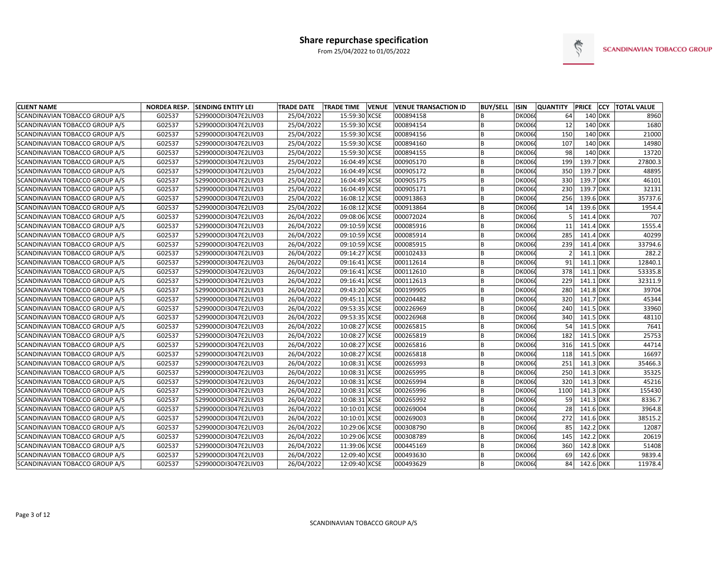# Share repurchase specification

From 25/04/2022 to 01/05/2022

SCANDINAVIAN TOBACCO GROUP

| CLIENT NAME | NORDEA RESP. | SENDING ENTITY LEI | TRADE DATE | TRADE TIME | VENUE | VENUE TRANSACTION ID | BUY/SELL | ISIN | QUANTITY | PRICE | CCY | TOTAL VALUE |
|---|---|---|---|---|---|---|---|---|---|---|---|---|
| SCANDINAVIAN TOBACCO GROUP A/S | G02537 | 529900ODI3047E2LIV03 | 25/04/2022 | 15:59:30 | XCSE | 000894158 | B | DK006( | 64 | 140 | DKK | 8960 |
| SCANDINAVIAN TOBACCO GROUP A/S | G02537 | 529900ODI3047E2LIV03 | 25/04/2022 | 15:59:30 | XCSE | 000894154 | B | DK006( | 12 | 140 | DKK | 1680 |
| SCANDINAVIAN TOBACCO GROUP A/S | G02537 | 529900ODI3047E2LIV03 | 25/04/2022 | 15:59:30 | XCSE | 000894156 | B | DK006( | 150 | 140 | DKK | 21000 |
| SCANDINAVIAN TOBACCO GROUP A/S | G02537 | 529900ODI3047E2LIV03 | 25/04/2022 | 15:59:30 | XCSE | 000894160 | B | DK006( | 107 | 140 | DKK | 14980 |
| SCANDINAVIAN TOBACCO GROUP A/S | G02537 | 529900ODI3047E2LIV03 | 25/04/2022 | 15:59:30 | XCSE | 000894155 | B | DK006( | 98 | 140 | DKK | 13720 |
| SCANDINAVIAN TOBACCO GROUP A/S | G02537 | 529900ODI3047E2LIV03 | 25/04/2022 | 16:04:49 | XCSE | 000905170 | B | DK006( | 199 | 139.7 | DKK | 27800.3 |
| SCANDINAVIAN TOBACCO GROUP A/S | G02537 | 529900ODI3047E2LIV03 | 25/04/2022 | 16:04:49 | XCSE | 000905172 | B | DK006( | 350 | 139.7 | DKK | 48895 |
| SCANDINAVIAN TOBACCO GROUP A/S | G02537 | 529900ODI3047E2LIV03 | 25/04/2022 | 16:04:49 | XCSE | 000905175 | B | DK006( | 330 | 139.7 | DKK | 46101 |
| SCANDINAVIAN TOBACCO GROUP A/S | G02537 | 529900ODI3047E2LIV03 | 25/04/2022 | 16:04:49 | XCSE | 000905171 | B | DK006( | 230 | 139.7 | DKK | 32131 |
| SCANDINAVIAN TOBACCO GROUP A/S | G02537 | 529900ODI3047E2LIV03 | 25/04/2022 | 16:08:12 | XCSE | 000913863 | B | DK006( | 256 | 139.6 | DKK | 35737.6 |
| SCANDINAVIAN TOBACCO GROUP A/S | G02537 | 529900ODI3047E2LIV03 | 25/04/2022 | 16:08:12 | XCSE | 000913864 | B | DK006( | 14 | 139.6 | DKK | 1954.4 |
| SCANDINAVIAN TOBACCO GROUP A/S | G02537 | 529900ODI3047E2LIV03 | 26/04/2022 | 09:08:06 | XCSE | 000072024 | B | DK006( | 5 | 141.4 | DKK | 707 |
| SCANDINAVIAN TOBACCO GROUP A/S | G02537 | 529900ODI3047E2LIV03 | 26/04/2022 | 09:10:59 | XCSE | 000085916 | B | DK006( | 11 | 141.4 | DKK | 1555.4 |
| SCANDINAVIAN TOBACCO GROUP A/S | G02537 | 529900ODI3047E2LIV03 | 26/04/2022 | 09:10:59 | XCSE | 000085914 | B | DK006( | 285 | 141.4 | DKK | 40299 |
| SCANDINAVIAN TOBACCO GROUP A/S | G02537 | 529900ODI3047E2LIV03 | 26/04/2022 | 09:10:59 | XCSE | 000085915 | B | DK006( | 239 | 141.4 | DKK | 33794.6 |
| SCANDINAVIAN TOBACCO GROUP A/S | G02537 | 529900ODI3047E2LIV03 | 26/04/2022 | 09:14:27 | XCSE | 000102433 | B | DK006( | 2 | 141.1 | DKK | 282.2 |
| SCANDINAVIAN TOBACCO GROUP A/S | G02537 | 529900ODI3047E2LIV03 | 26/04/2022 | 09:16:41 | XCSE | 000112614 | B | DK006( | 91 | 141.1 | DKK | 12840.1 |
| SCANDINAVIAN TOBACCO GROUP A/S | G02537 | 529900ODI3047E2LIV03 | 26/04/2022 | 09:16:41 | XCSE | 000112610 | B | DK006( | 378 | 141.1 | DKK | 53335.8 |
| SCANDINAVIAN TOBACCO GROUP A/S | G02537 | 529900ODI3047E2LIV03 | 26/04/2022 | 09:16:41 | XCSE | 000112613 | B | DK006( | 229 | 141.1 | DKK | 32311.9 |
| SCANDINAVIAN TOBACCO GROUP A/S | G02537 | 529900ODI3047E2LIV03 | 26/04/2022 | 09:43:20 | XCSE | 000199905 | B | DK006( | 280 | 141.8 | DKK | 39704 |
| SCANDINAVIAN TOBACCO GROUP A/S | G02537 | 529900ODI3047E2LIV03 | 26/04/2022 | 09:45:11 | XCSE | 000204482 | B | DK006( | 320 | 141.7 | DKK | 45344 |
| SCANDINAVIAN TOBACCO GROUP A/S | G02537 | 529900ODI3047E2LIV03 | 26/04/2022 | 09:53:35 | XCSE | 000226969 | B | DK006( | 240 | 141.5 | DKK | 33960 |
| SCANDINAVIAN TOBACCO GROUP A/S | G02537 | 529900ODI3047E2LIV03 | 26/04/2022 | 09:53:35 | XCSE | 000226968 | B | DK006( | 340 | 141.5 | DKK | 48110 |
| SCANDINAVIAN TOBACCO GROUP A/S | G02537 | 529900ODI3047E2LIV03 | 26/04/2022 | 10:08:27 | XCSE | 000265815 | B | DK006( | 54 | 141.5 | DKK | 7641 |
| SCANDINAVIAN TOBACCO GROUP A/S | G02537 | 529900ODI3047E2LIV03 | 26/04/2022 | 10:08:27 | XCSE | 000265819 | B | DK006( | 182 | 141.5 | DKK | 25753 |
| SCANDINAVIAN TOBACCO GROUP A/S | G02537 | 529900ODI3047E2LIV03 | 26/04/2022 | 10:08:27 | XCSE | 000265816 | B | DK006( | 316 | 141.5 | DKK | 44714 |
| SCANDINAVIAN TOBACCO GROUP A/S | G02537 | 529900ODI3047E2LIV03 | 26/04/2022 | 10:08:27 | XCSE | 000265818 | B | DK006( | 118 | 141.5 | DKK | 16697 |
| SCANDINAVIAN TOBACCO GROUP A/S | G02537 | 529900ODI3047E2LIV03 | 26/04/2022 | 10:08:31 | XCSE | 000265993 | B | DK006( | 251 | 141.3 | DKK | 35466.3 |
| SCANDINAVIAN TOBACCO GROUP A/S | G02537 | 529900ODI3047E2LIV03 | 26/04/2022 | 10:08:31 | XCSE | 000265995 | B | DK006( | 250 | 141.3 | DKK | 35325 |
| SCANDINAVIAN TOBACCO GROUP A/S | G02537 | 529900ODI3047E2LIV03 | 26/04/2022 | 10:08:31 | XCSE | 000265994 | B | DK006( | 320 | 141.3 | DKK | 45216 |
| SCANDINAVIAN TOBACCO GROUP A/S | G02537 | 529900ODI3047E2LIV03 | 26/04/2022 | 10:08:31 | XCSE | 000265996 | B | DK006( | 1100 | 141.3 | DKK | 155430 |
| SCANDINAVIAN TOBACCO GROUP A/S | G02537 | 529900ODI3047E2LIV03 | 26/04/2022 | 10:08:31 | XCSE | 000265992 | B | DK006( | 59 | 141.3 | DKK | 8336.7 |
| SCANDINAVIAN TOBACCO GROUP A/S | G02537 | 529900ODI3047E2LIV03 | 26/04/2022 | 10:10:01 | XCSE | 000269004 | B | DK006( | 28 | 141.6 | DKK | 3964.8 |
| SCANDINAVIAN TOBACCO GROUP A/S | G02537 | 529900ODI3047E2LIV03 | 26/04/2022 | 10:10:01 | XCSE | 000269003 | B | DK006( | 272 | 141.6 | DKK | 38515.2 |
| SCANDINAVIAN TOBACCO GROUP A/S | G02537 | 529900ODI3047E2LIV03 | 26/04/2022 | 10:29:06 | XCSE | 000308790 | B | DK006( | 85 | 142.2 | DKK | 12087 |
| SCANDINAVIAN TOBACCO GROUP A/S | G02537 | 529900ODI3047E2LIV03 | 26/04/2022 | 10:29:06 | XCSE | 000308789 | B | DK006( | 145 | 142.2 | DKK | 20619 |
| SCANDINAVIAN TOBACCO GROUP A/S | G02537 | 529900ODI3047E2LIV03 | 26/04/2022 | 11:39:06 | XCSE | 000445169 | B | DK006( | 360 | 142.8 | DKK | 51408 |
| SCANDINAVIAN TOBACCO GROUP A/S | G02537 | 529900ODI3047E2LIV03 | 26/04/2022 | 12:09:40 | XCSE | 000493630 | B | DK006( | 69 | 142.6 | DKK | 9839.4 |
| SCANDINAVIAN TOBACCO GROUP A/S | G02537 | 529900ODI3047E2LIV03 | 26/04/2022 | 12:09:40 | XCSE | 000493629 | B | DK006( | 84 | 142.6 | DKK | 11978.4 |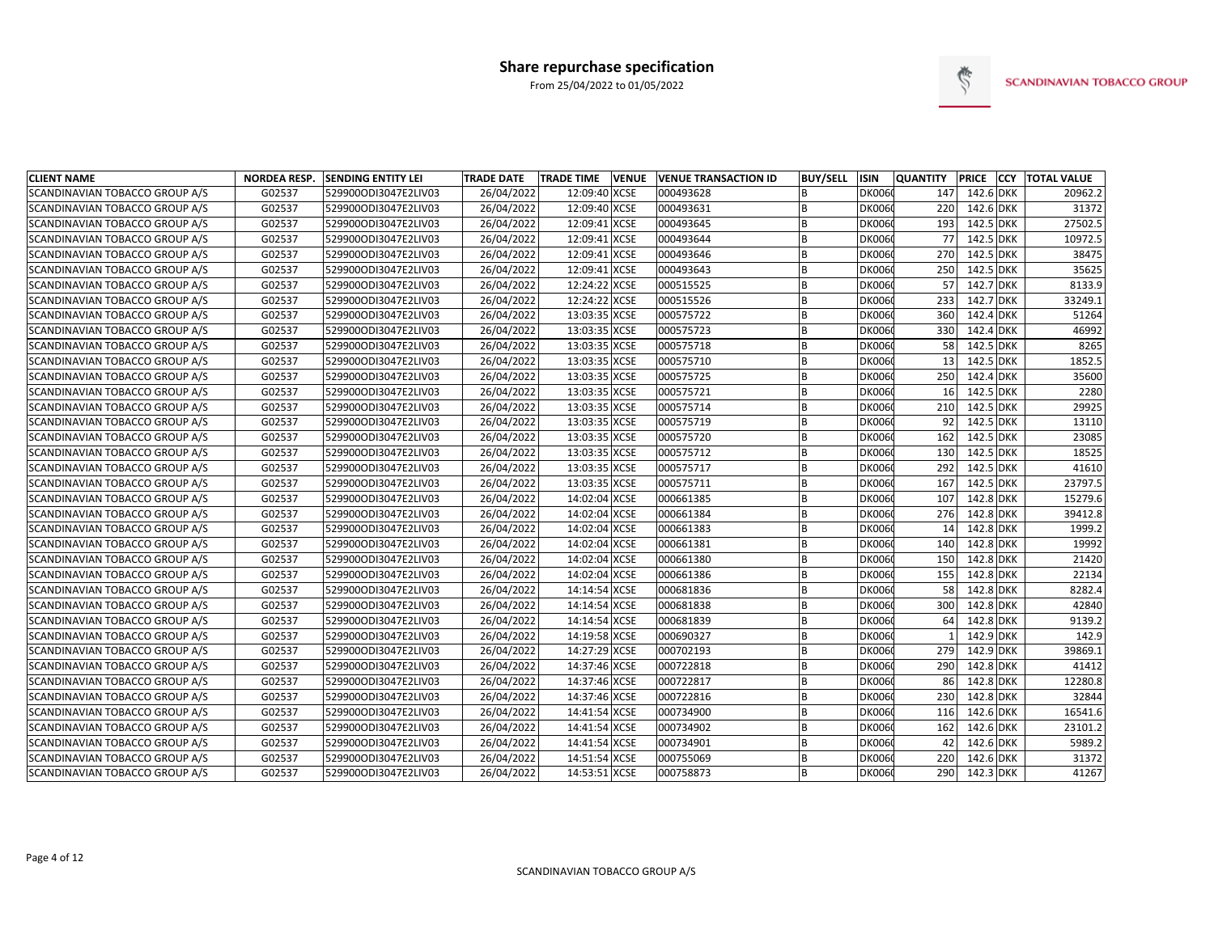# Share repurchase specification

From 25/04/2022 to 01/05/2022

SCANDINAVIAN TOBACCO GROUP

| CLIENT NAME | NORDEA RESP. | SENDING ENTITY LEI | TRADE DATE | TRADE TIME | VENUE | VENUE TRANSACTION ID | BUY/SELL | ISIN | QUANTITY | PRICE | CCY | TOTAL VALUE |
|---|---|---|---|---|---|---|---|---|---|---|---|---|
| SCANDINAVIAN TOBACCO GROUP A/S | G02537 | 529900ODI3047E2LIV03 | 26/04/2022 | 12:09:40 | XCSE | 000493628 | B | DK006 | 147 | 142.6 | DKK | 20962.2 |
| SCANDINAVIAN TOBACCO GROUP A/S | G02537 | 529900ODI3047E2LIV03 | 26/04/2022 | 12:09:40 | XCSE | 000493631 | B | DK006 | 220 | 142.6 | DKK | 31372 |
| SCANDINAVIAN TOBACCO GROUP A/S | G02537 | 529900ODI3047E2LIV03 | 26/04/2022 | 12:09:41 | XCSE | 000493645 | B | DK006 | 193 | 142.5 | DKK | 27502.5 |
| SCANDINAVIAN TOBACCO GROUP A/S | G02537 | 529900ODI3047E2LIV03 | 26/04/2022 | 12:09:41 | XCSE | 000493644 | B | DK006 | 77 | 142.5 | DKK | 10972.5 |
| SCANDINAVIAN TOBACCO GROUP A/S | G02537 | 529900ODI3047E2LIV03 | 26/04/2022 | 12:09:41 | XCSE | 000493646 | B | DK006 | 270 | 142.5 | DKK | 38475 |
| SCANDINAVIAN TOBACCO GROUP A/S | G02537 | 529900ODI3047E2LIV03 | 26/04/2022 | 12:09:41 | XCSE | 000493643 | B | DK006 | 250 | 142.5 | DKK | 35625 |
| SCANDINAVIAN TOBACCO GROUP A/S | G02537 | 529900ODI3047E2LIV03 | 26/04/2022 | 12:24:22 | XCSE | 000515525 | B | DK006 | 57 | 142.7 | DKK | 8133.9 |
| SCANDINAVIAN TOBACCO GROUP A/S | G02537 | 529900ODI3047E2LIV03 | 26/04/2022 | 12:24:22 | XCSE | 000515526 | B | DK006 | 233 | 142.7 | DKK | 33249.1 |
| SCANDINAVIAN TOBACCO GROUP A/S | G02537 | 529900ODI3047E2LIV03 | 26/04/2022 | 13:03:35 | XCSE | 000575722 | B | DK006 | 360 | 142.4 | DKK | 51264 |
| SCANDINAVIAN TOBACCO GROUP A/S | G02537 | 529900ODI3047E2LIV03 | 26/04/2022 | 13:03:35 | XCSE | 000575723 | B | DK006 | 330 | 142.4 | DKK | 46992 |
| SCANDINAVIAN TOBACCO GROUP A/S | G02537 | 529900ODI3047E2LIV03 | 26/04/2022 | 13:03:35 | XCSE | 000575718 | B | DK006 | 58 | 142.5 | DKK | 8265 |
| SCANDINAVIAN TOBACCO GROUP A/S | G02537 | 529900ODI3047E2LIV03 | 26/04/2022 | 13:03:35 | XCSE | 000575710 | B | DK006 | 13 | 142.5 | DKK | 1852.5 |
| SCANDINAVIAN TOBACCO GROUP A/S | G02537 | 529900ODI3047E2LIV03 | 26/04/2022 | 13:03:35 | XCSE | 000575725 | B | DK006 | 250 | 142.4 | DKK | 35600 |
| SCANDINAVIAN TOBACCO GROUP A/S | G02537 | 529900ODI3047E2LIV03 | 26/04/2022 | 13:03:35 | XCSE | 000575721 | B | DK006 | 16 | 142.5 | DKK | 2280 |
| SCANDINAVIAN TOBACCO GROUP A/S | G02537 | 529900ODI3047E2LIV03 | 26/04/2022 | 13:03:35 | XCSE | 000575714 | B | DK006 | 210 | 142.5 | DKK | 29925 |
| SCANDINAVIAN TOBACCO GROUP A/S | G02537 | 529900ODI3047E2LIV03 | 26/04/2022 | 13:03:35 | XCSE | 000575719 | B | DK006 | 92 | 142.5 | DKK | 13110 |
| SCANDINAVIAN TOBACCO GROUP A/S | G02537 | 529900ODI3047E2LIV03 | 26/04/2022 | 13:03:35 | XCSE | 000575720 | B | DK006 | 162 | 142.5 | DKK | 23085 |
| SCANDINAVIAN TOBACCO GROUP A/S | G02537 | 529900ODI3047E2LIV03 | 26/04/2022 | 13:03:35 | XCSE | 000575712 | B | DK006 | 130 | 142.5 | DKK | 18525 |
| SCANDINAVIAN TOBACCO GROUP A/S | G02537 | 529900ODI3047E2LIV03 | 26/04/2022 | 13:03:35 | XCSE | 000575717 | B | DK006 | 292 | 142.5 | DKK | 41610 |
| SCANDINAVIAN TOBACCO GROUP A/S | G02537 | 529900ODI3047E2LIV03 | 26/04/2022 | 13:03:35 | XCSE | 000575711 | B | DK006 | 167 | 142.5 | DKK | 23797.5 |
| SCANDINAVIAN TOBACCO GROUP A/S | G02537 | 529900ODI3047E2LIV03 | 26/04/2022 | 14:02:04 | XCSE | 000661385 | B | DK006 | 107 | 142.8 | DKK | 15279.6 |
| SCANDINAVIAN TOBACCO GROUP A/S | G02537 | 529900ODI3047E2LIV03 | 26/04/2022 | 14:02:04 | XCSE | 000661384 | B | DK006 | 276 | 142.8 | DKK | 39412.8 |
| SCANDINAVIAN TOBACCO GROUP A/S | G02537 | 529900ODI3047E2LIV03 | 26/04/2022 | 14:02:04 | XCSE | 000661383 | B | DK006 | 14 | 142.8 | DKK | 1999.2 |
| SCANDINAVIAN TOBACCO GROUP A/S | G02537 | 529900ODI3047E2LIV03 | 26/04/2022 | 14:02:04 | XCSE | 000661381 | B | DK006 | 140 | 142.8 | DKK | 19992 |
| SCANDINAVIAN TOBACCO GROUP A/S | G02537 | 529900ODI3047E2LIV03 | 26/04/2022 | 14:02:04 | XCSE | 000661380 | B | DK006 | 150 | 142.8 | DKK | 21420 |
| SCANDINAVIAN TOBACCO GROUP A/S | G02537 | 529900ODI3047E2LIV03 | 26/04/2022 | 14:02:04 | XCSE | 000661386 | B | DK006 | 155 | 142.8 | DKK | 22134 |
| SCANDINAVIAN TOBACCO GROUP A/S | G02537 | 529900ODI3047E2LIV03 | 26/04/2022 | 14:14:54 | XCSE | 000681836 | B | DK006 | 58 | 142.8 | DKK | 8282.4 |
| SCANDINAVIAN TOBACCO GROUP A/S | G02537 | 529900ODI3047E2LIV03 | 26/04/2022 | 14:14:54 | XCSE | 000681838 | B | DK006 | 300 | 142.8 | DKK | 42840 |
| SCANDINAVIAN TOBACCO GROUP A/S | G02537 | 529900ODI3047E2LIV03 | 26/04/2022 | 14:14:54 | XCSE | 000681839 | B | DK006 | 64 | 142.8 | DKK | 9139.2 |
| SCANDINAVIAN TOBACCO GROUP A/S | G02537 | 529900ODI3047E2LIV03 | 26/04/2022 | 14:19:58 | XCSE | 000690327 | B | DK006 | 1 | 142.9 | DKK | 142.9 |
| SCANDINAVIAN TOBACCO GROUP A/S | G02537 | 529900ODI3047E2LIV03 | 26/04/2022 | 14:27:29 | XCSE | 000702193 | B | DK006 | 279 | 142.9 | DKK | 39869.1 |
| SCANDINAVIAN TOBACCO GROUP A/S | G02537 | 529900ODI3047E2LIV03 | 26/04/2022 | 14:37:46 | XCSE | 000722818 | B | DK006 | 290 | 142.8 | DKK | 41412 |
| SCANDINAVIAN TOBACCO GROUP A/S | G02537 | 529900ODI3047E2LIV03 | 26/04/2022 | 14:37:46 | XCSE | 000722817 | B | DK006 | 86 | 142.8 | DKK | 12280.8 |
| SCANDINAVIAN TOBACCO GROUP A/S | G02537 | 529900ODI3047E2LIV03 | 26/04/2022 | 14:37:46 | XCSE | 000722816 | B | DK006 | 230 | 142.8 | DKK | 32844 |
| SCANDINAVIAN TOBACCO GROUP A/S | G02537 | 529900ODI3047E2LIV03 | 26/04/2022 | 14:41:54 | XCSE | 000734900 | B | DK006 | 116 | 142.6 | DKK | 16541.6 |
| SCANDINAVIAN TOBACCO GROUP A/S | G02537 | 529900ODI3047E2LIV03 | 26/04/2022 | 14:41:54 | XCSE | 000734902 | B | DK006 | 162 | 142.6 | DKK | 23101.2 |
| SCANDINAVIAN TOBACCO GROUP A/S | G02537 | 529900ODI3047E2LIV03 | 26/04/2022 | 14:41:54 | XCSE | 000734901 | B | DK006 | 42 | 142.6 | DKK | 5989.2 |
| SCANDINAVIAN TOBACCO GROUP A/S | G02537 | 529900ODI3047E2LIV03 | 26/04/2022 | 14:51:54 | XCSE | 000755069 | B | DK006 | 220 | 142.6 | DKK | 31372 |
| SCANDINAVIAN TOBACCO GROUP A/S | G02537 | 529900ODI3047E2LIV03 | 26/04/2022 | 14:53:51 | XCSE | 000758873 | B | DK006 | 290 | 142.3 | DKK | 41267 |

SCANDINAVIAN TOBACCO GROUP A/S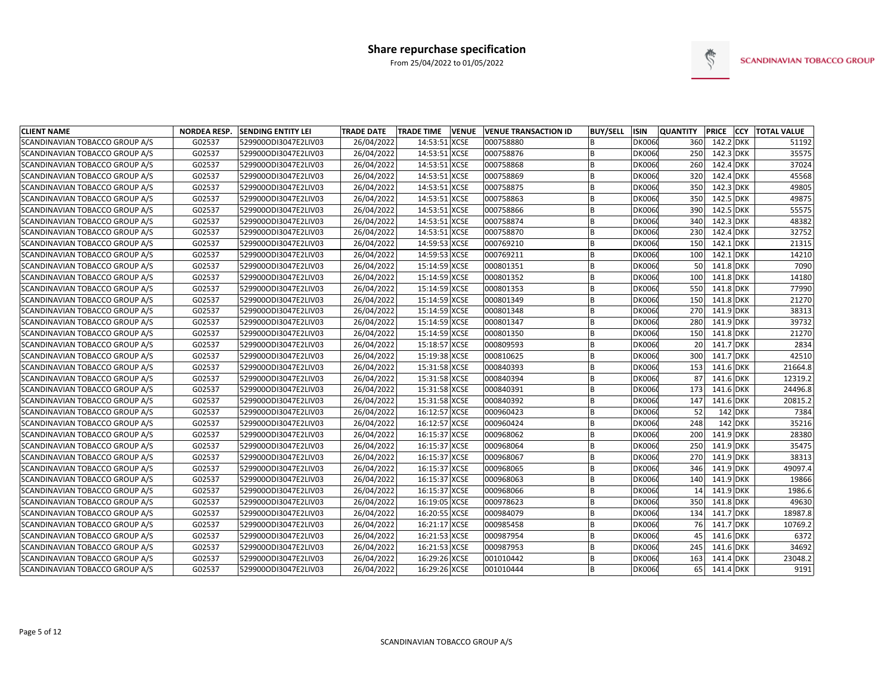# Share repurchase specification

From 25/04/2022 to 01/05/2022

SCANDINAVIAN TOBACCO GROUP

| CLIENT NAME | NORDEA RESP. | SENDING ENTITY LEI | TRADE DATE | TRADE TIME | VENUE | VENUE TRANSACTION ID | BUY/SELL | ISIN | QUANTITY | PRICE | CCY | TOTAL VALUE |
|---|---|---|---|---|---|---|---|---|---|---|---|---|
| SCANDINAVIAN TOBACCO GROUP A/S | G02537 | 529900ODI3047E2LIV03 | 26/04/2022 | 14:53:51 | XCSE | 000758880 | B | DK006 | 360 | 142.2 | DKK | 51192 |
| SCANDINAVIAN TOBACCO GROUP A/S | G02537 | 529900ODI3047E2LIV03 | 26/04/2022 | 14:53:51 | XCSE | 000758876 | B | DK006 | 250 | 142.3 | DKK | 35575 |
| SCANDINAVIAN TOBACCO GROUP A/S | G02537 | 529900ODI3047E2LIV03 | 26/04/2022 | 14:53:51 | XCSE | 000758868 | B | DK006 | 260 | 142.4 | DKK | 37024 |
| SCANDINAVIAN TOBACCO GROUP A/S | G02537 | 529900ODI3047E2LIV03 | 26/04/2022 | 14:53:51 | XCSE | 000758869 | B | DK006 | 320 | 142.4 | DKK | 45568 |
| SCANDINAVIAN TOBACCO GROUP A/S | G02537 | 529900ODI3047E2LIV03 | 26/04/2022 | 14:53:51 | XCSE | 000758875 | B | DK006 | 350 | 142.3 | DKK | 49805 |
| SCANDINAVIAN TOBACCO GROUP A/S | G02537 | 529900ODI3047E2LIV03 | 26/04/2022 | 14:53:51 | XCSE | 000758863 | B | DK006 | 350 | 142.5 | DKK | 49875 |
| SCANDINAVIAN TOBACCO GROUP A/S | G02537 | 529900ODI3047E2LIV03 | 26/04/2022 | 14:53:51 | XCSE | 000758866 | B | DK006 | 390 | 142.5 | DKK | 55575 |
| SCANDINAVIAN TOBACCO GROUP A/S | G02537 | 529900ODI3047E2LIV03 | 26/04/2022 | 14:53:51 | XCSE | 000758874 | B | DK006 | 340 | 142.3 | DKK | 48382 |
| SCANDINAVIAN TOBACCO GROUP A/S | G02537 | 529900ODI3047E2LIV03 | 26/04/2022 | 14:53:51 | XCSE | 000758870 | B | DK006 | 230 | 142.4 | DKK | 32752 |
| SCANDINAVIAN TOBACCO GROUP A/S | G02537 | 529900ODI3047E2LIV03 | 26/04/2022 | 14:59:53 | XCSE | 000769210 | B | DK006 | 150 | 142.1 | DKK | 21315 |
| SCANDINAVIAN TOBACCO GROUP A/S | G02537 | 529900ODI3047E2LIV03 | 26/04/2022 | 14:59:53 | XCSE | 000769211 | B | DK006 | 100 | 142.1 | DKK | 14210 |
| SCANDINAVIAN TOBACCO GROUP A/S | G02537 | 529900ODI3047E2LIV03 | 26/04/2022 | 15:14:59 | XCSE | 000801351 | B | DK006 | 50 | 141.8 | DKK | 7090 |
| SCANDINAVIAN TOBACCO GROUP A/S | G02537 | 529900ODI3047E2LIV03 | 26/04/2022 | 15:14:59 | XCSE | 000801352 | B | DK006 | 100 | 141.8 | DKK | 14180 |
| SCANDINAVIAN TOBACCO GROUP A/S | G02537 | 529900ODI3047E2LIV03 | 26/04/2022 | 15:14:59 | XCSE | 000801353 | B | DK006 | 550 | 141.8 | DKK | 77990 |
| SCANDINAVIAN TOBACCO GROUP A/S | G02537 | 529900ODI3047E2LIV03 | 26/04/2022 | 15:14:59 | XCSE | 000801349 | B | DK006 | 150 | 141.8 | DKK | 21270 |
| SCANDINAVIAN TOBACCO GROUP A/S | G02537 | 529900ODI3047E2LIV03 | 26/04/2022 | 15:14:59 | XCSE | 000801348 | B | DK006 | 270 | 141.9 | DKK | 38313 |
| SCANDINAVIAN TOBACCO GROUP A/S | G02537 | 529900ODI3047E2LIV03 | 26/04/2022 | 15:14:59 | XCSE | 000801347 | B | DK006 | 280 | 141.9 | DKK | 39732 |
| SCANDINAVIAN TOBACCO GROUP A/S | G02537 | 529900ODI3047E2LIV03 | 26/04/2022 | 15:14:59 | XCSE | 000801350 | B | DK006 | 150 | 141.8 | DKK | 21270 |
| SCANDINAVIAN TOBACCO GROUP A/S | G02537 | 529900ODI3047E2LIV03 | 26/04/2022 | 15:18:57 | XCSE | 000809593 | B | DK006 | 20 | 141.7 | DKK | 2834 |
| SCANDINAVIAN TOBACCO GROUP A/S | G02537 | 529900ODI3047E2LIV03 | 26/04/2022 | 15:19:38 | XCSE | 000810625 | B | DK006 | 300 | 141.7 | DKK | 42510 |
| SCANDINAVIAN TOBACCO GROUP A/S | G02537 | 529900ODI3047E2LIV03 | 26/04/2022 | 15:31:58 | XCSE | 000840393 | B | DK006 | 153 | 141.6 | DKK | 21664.8 |
| SCANDINAVIAN TOBACCO GROUP A/S | G02537 | 529900ODI3047E2LIV03 | 26/04/2022 | 15:31:58 | XCSE | 000840394 | B | DK006 | 87 | 141.6 | DKK | 12319.2 |
| SCANDINAVIAN TOBACCO GROUP A/S | G02537 | 529900ODI3047E2LIV03 | 26/04/2022 | 15:31:58 | XCSE | 000840391 | B | DK006 | 173 | 141.6 | DKK | 24496.8 |
| SCANDINAVIAN TOBACCO GROUP A/S | G02537 | 529900ODI3047E2LIV03 | 26/04/2022 | 15:31:58 | XCSE | 000840392 | B | DK006 | 147 | 141.6 | DKK | 20815.2 |
| SCANDINAVIAN TOBACCO GROUP A/S | G02537 | 529900ODI3047E2LIV03 | 26/04/2022 | 16:12:57 | XCSE | 000960423 | B | DK006 | 52 | 142 | DKK | 7384 |
| SCANDINAVIAN TOBACCO GROUP A/S | G02537 | 529900ODI3047E2LIV03 | 26/04/2022 | 16:12:57 | XCSE | 000960424 | B | DK006 | 248 | 142 | DKK | 35216 |
| SCANDINAVIAN TOBACCO GROUP A/S | G02537 | 529900ODI3047E2LIV03 | 26/04/2022 | 16:15:37 | XCSE | 000968062 | B | DK006 | 200 | 141.9 | DKK | 28380 |
| SCANDINAVIAN TOBACCO GROUP A/S | G02537 | 529900ODI3047E2LIV03 | 26/04/2022 | 16:15:37 | XCSE | 000968064 | B | DK006 | 250 | 141.9 | DKK | 35475 |
| SCANDINAVIAN TOBACCO GROUP A/S | G02537 | 529900ODI3047E2LIV03 | 26/04/2022 | 16:15:37 | XCSE | 000968067 | B | DK006 | 270 | 141.9 | DKK | 38313 |
| SCANDINAVIAN TOBACCO GROUP A/S | G02537 | 529900ODI3047E2LIV03 | 26/04/2022 | 16:15:37 | XCSE | 000968065 | B | DK006 | 346 | 141.9 | DKK | 49097.4 |
| SCANDINAVIAN TOBACCO GROUP A/S | G02537 | 529900ODI3047E2LIV03 | 26/04/2022 | 16:15:37 | XCSE | 000968063 | B | DK006 | 140 | 141.9 | DKK | 19866 |
| SCANDINAVIAN TOBACCO GROUP A/S | G02537 | 529900ODI3047E2LIV03 | 26/04/2022 | 16:15:37 | XCSE | 000968066 | B | DK006 | 14 | 141.9 | DKK | 1986.6 |
| SCANDINAVIAN TOBACCO GROUP A/S | G02537 | 529900ODI3047E2LIV03 | 26/04/2022 | 16:19:05 | XCSE | 000978623 | B | DK006 | 350 | 141.8 | DKK | 49630 |
| SCANDINAVIAN TOBACCO GROUP A/S | G02537 | 529900ODI3047E2LIV03 | 26/04/2022 | 16:20:55 | XCSE | 000984079 | B | DK006 | 134 | 141.7 | DKK | 18987.8 |
| SCANDINAVIAN TOBACCO GROUP A/S | G02537 | 529900ODI3047E2LIV03 | 26/04/2022 | 16:21:17 | XCSE | 000985458 | B | DK006 | 76 | 141.7 | DKK | 10769.2 |
| SCANDINAVIAN TOBACCO GROUP A/S | G02537 | 529900ODI3047E2LIV03 | 26/04/2022 | 16:21:53 | XCSE | 000987954 | B | DK006 | 45 | 141.6 | DKK | 6372 |
| SCANDINAVIAN TOBACCO GROUP A/S | G02537 | 529900ODI3047E2LIV03 | 26/04/2022 | 16:21:53 | XCSE | 000987953 | B | DK006 | 245 | 141.6 | DKK | 34692 |
| SCANDINAVIAN TOBACCO GROUP A/S | G02537 | 529900ODI3047E2LIV03 | 26/04/2022 | 16:29:26 | XCSE | 001010442 | B | DK006 | 163 | 141.4 | DKK | 23048.2 |
| SCANDINAVIAN TOBACCO GROUP A/S | G02537 | 529900ODI3047E2LIV03 | 26/04/2022 | 16:29:26 | XCSE | 001010444 | B | DK006 | 65 | 141.4 | DKK | 9191 |

SCANDINAVIAN TOBACCO GROUP A/S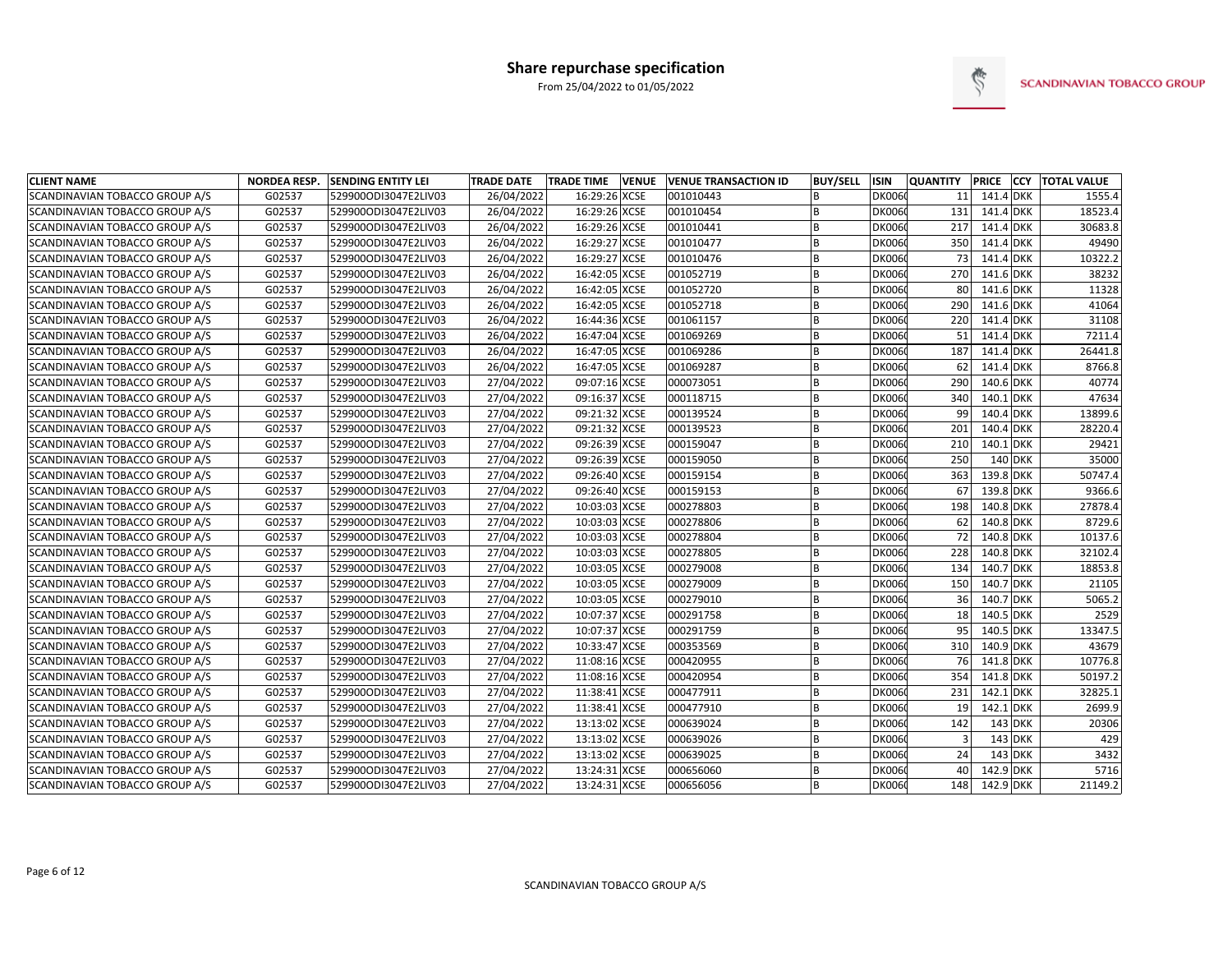## Share repurchase specification

From 25/04/2022 to 01/05/2022

SCANDINAVIAN TOBACCO GROUP

| CLIENT NAME | NORDEA RESP. | SENDING ENTITY LEI | TRADE DATE | TRADE TIME | VENUE | VENUE TRANSACTION ID | BUY/SELL | ISIN | QUANTITY | PRICE | CCY | TOTAL VALUE |
|---|---|---|---|---|---|---|---|---|---|---|---|---|
| SCANDINAVIAN TOBACCO GROUP A/S | G02537 | 529900ODI3047E2LIV03 | 26/04/2022 | 16:29:26 | XCSE | 001010443 | B | DK006( | 11 | 141.4 | DKK | 1555.4 |
| SCANDINAVIAN TOBACCO GROUP A/S | G02537 | 529900ODI3047E2LIV03 | 26/04/2022 | 16:29:26 | XCSE | 001010454 | B | DK006( | 131 | 141.4 | DKK | 18523.4 |
| SCANDINAVIAN TOBACCO GROUP A/S | G02537 | 529900ODI3047E2LIV03 | 26/04/2022 | 16:29:26 | XCSE | 001010441 | B | DK006( | 217 | 141.4 | DKK | 30683.8 |
| SCANDINAVIAN TOBACCO GROUP A/S | G02537 | 529900ODI3047E2LIV03 | 26/04/2022 | 16:29:27 | XCSE | 001010477 | B | DK006( | 350 | 141.4 | DKK | 49490 |
| SCANDINAVIAN TOBACCO GROUP A/S | G02537 | 529900ODI3047E2LIV03 | 26/04/2022 | 16:29:27 | XCSE | 001010476 | B | DK006( | 73 | 141.4 | DKK | 10322.2 |
| SCANDINAVIAN TOBACCO GROUP A/S | G02537 | 529900ODI3047E2LIV03 | 26/04/2022 | 16:42:05 | XCSE | 001052719 | B | DK006( | 270 | 141.6 | DKK | 38232 |
| SCANDINAVIAN TOBACCO GROUP A/S | G02537 | 529900ODI3047E2LIV03 | 26/04/2022 | 16:42:05 | XCSE | 001052720 | B | DK006( | 80 | 141.6 | DKK | 11328 |
| SCANDINAVIAN TOBACCO GROUP A/S | G02537 | 529900ODI3047E2LIV03 | 26/04/2022 | 16:42:05 | XCSE | 001052718 | B | DK006( | 290 | 141.6 | DKK | 41064 |
| SCANDINAVIAN TOBACCO GROUP A/S | G02537 | 529900ODI3047E2LIV03 | 26/04/2022 | 16:44:36 | XCSE | 001061157 | B | DK006( | 220 | 141.4 | DKK | 31108 |
| SCANDINAVIAN TOBACCO GROUP A/S | G02537 | 529900ODI3047E2LIV03 | 26/04/2022 | 16:47:04 | XCSE | 001069269 | B | DK006( | 51 | 141.4 | DKK | 7211.4 |
| SCANDINAVIAN TOBACCO GROUP A/S | G02537 | 529900ODI3047E2LIV03 | 26/04/2022 | 16:47:05 | XCSE | 001069286 | B | DK006( | 187 | 141.4 | DKK | 26441.8 |
| SCANDINAVIAN TOBACCO GROUP A/S | G02537 | 529900ODI3047E2LIV03 | 26/04/2022 | 16:47:05 | XCSE | 001069287 | B | DK006( | 62 | 141.4 | DKK | 8766.8 |
| SCANDINAVIAN TOBACCO GROUP A/S | G02537 | 529900ODI3047E2LIV03 | 27/04/2022 | 09:07:16 | XCSE | 000073051 | B | DK006( | 290 | 140.6 | DKK | 40774 |
| SCANDINAVIAN TOBACCO GROUP A/S | G02537 | 529900ODI3047E2LIV03 | 27/04/2022 | 09:16:37 | XCSE | 000118715 | B | DK006( | 340 | 140.1 | DKK | 47634 |
| SCANDINAVIAN TOBACCO GROUP A/S | G02537 | 529900ODI3047E2LIV03 | 27/04/2022 | 09:21:32 | XCSE | 000139524 | B | DK006( | 99 | 140.4 | DKK | 13899.6 |
| SCANDINAVIAN TOBACCO GROUP A/S | G02537 | 529900ODI3047E2LIV03 | 27/04/2022 | 09:21:32 | XCSE | 000139523 | B | DK006( | 201 | 140.4 | DKK | 28220.4 |
| SCANDINAVIAN TOBACCO GROUP A/S | G02537 | 529900ODI3047E2LIV03 | 27/04/2022 | 09:26:39 | XCSE | 000159047 | B | DK006( | 210 | 140.1 | DKK | 29421 |
| SCANDINAVIAN TOBACCO GROUP A/S | G02537 | 529900ODI3047E2LIV03 | 27/04/2022 | 09:26:39 | XCSE | 000159050 | B | DK006( | 250 | 140 | DKK | 35000 |
| SCANDINAVIAN TOBACCO GROUP A/S | G02537 | 529900ODI3047E2LIV03 | 27/04/2022 | 09:26:40 | XCSE | 000159154 | B | DK006( | 363 | 139.8 | DKK | 50747.4 |
| SCANDINAVIAN TOBACCO GROUP A/S | G02537 | 529900ODI3047E2LIV03 | 27/04/2022 | 09:26:40 | XCSE | 000159153 | B | DK006( | 67 | 139.8 | DKK | 9366.6 |
| SCANDINAVIAN TOBACCO GROUP A/S | G02537 | 529900ODI3047E2LIV03 | 27/04/2022 | 10:03:03 | XCSE | 000278803 | B | DK006( | 198 | 140.8 | DKK | 27878.4 |
| SCANDINAVIAN TOBACCO GROUP A/S | G02537 | 529900ODI3047E2LIV03 | 27/04/2022 | 10:03:03 | XCSE | 000278806 | B | DK006( | 62 | 140.8 | DKK | 8729.6 |
| SCANDINAVIAN TOBACCO GROUP A/S | G02537 | 529900ODI3047E2LIV03 | 27/04/2022 | 10:03:03 | XCSE | 000278804 | B | DK006( | 72 | 140.8 | DKK | 10137.6 |
| SCANDINAVIAN TOBACCO GROUP A/S | G02537 | 529900ODI3047E2LIV03 | 27/04/2022 | 10:03:03 | XCSE | 000278805 | B | DK006( | 228 | 140.8 | DKK | 32102.4 |
| SCANDINAVIAN TOBACCO GROUP A/S | G02537 | 529900ODI3047E2LIV03 | 27/04/2022 | 10:03:05 | XCSE | 000279008 | B | DK006( | 134 | 140.7 | DKK | 18853.8 |
| SCANDINAVIAN TOBACCO GROUP A/S | G02537 | 529900ODI3047E2LIV03 | 27/04/2022 | 10:03:05 | XCSE | 000279009 | B | DK006( | 150 | 140.7 | DKK | 21105 |
| SCANDINAVIAN TOBACCO GROUP A/S | G02537 | 529900ODI3047E2LIV03 | 27/04/2022 | 10:03:05 | XCSE | 000279010 | B | DK006( | 36 | 140.7 | DKK | 5065.2 |
| SCANDINAVIAN TOBACCO GROUP A/S | G02537 | 529900ODI3047E2LIV03 | 27/04/2022 | 10:07:37 | XCSE | 000291758 | B | DK006( | 18 | 140.5 | DKK | 2529 |
| SCANDINAVIAN TOBACCO GROUP A/S | G02537 | 529900ODI3047E2LIV03 | 27/04/2022 | 10:07:37 | XCSE | 000291759 | B | DK006( | 95 | 140.5 | DKK | 13347.5 |
| SCANDINAVIAN TOBACCO GROUP A/S | G02537 | 529900ODI3047E2LIV03 | 27/04/2022 | 10:33:47 | XCSE | 000353569 | B | DK006( | 310 | 140.9 | DKK | 43679 |
| SCANDINAVIAN TOBACCO GROUP A/S | G02537 | 529900ODI3047E2LIV03 | 27/04/2022 | 11:08:16 | XCSE | 000420955 | B | DK006( | 76 | 141.8 | DKK | 10776.8 |
| SCANDINAVIAN TOBACCO GROUP A/S | G02537 | 529900ODI3047E2LIV03 | 27/04/2022 | 11:08:16 | XCSE | 000420954 | B | DK006( | 354 | 141.8 | DKK | 50197.2 |
| SCANDINAVIAN TOBACCO GROUP A/S | G02537 | 529900ODI3047E2LIV03 | 27/04/2022 | 11:38:41 | XCSE | 000477911 | B | DK006( | 231 | 142.1 | DKK | 32825.1 |
| SCANDINAVIAN TOBACCO GROUP A/S | G02537 | 529900ODI3047E2LIV03 | 27/04/2022 | 11:38:41 | XCSE | 000477910 | B | DK006( | 19 | 142.1 | DKK | 2699.9 |
| SCANDINAVIAN TOBACCO GROUP A/S | G02537 | 529900ODI3047E2LIV03 | 27/04/2022 | 13:13:02 | XCSE | 000639024 | B | DK006( | 142 | 143 | DKK | 20306 |
| SCANDINAVIAN TOBACCO GROUP A/S | G02537 | 529900ODI3047E2LIV03 | 27/04/2022 | 13:13:02 | XCSE | 000639026 | B | DK006( | 3 | 143 | DKK | 429 |
| SCANDINAVIAN TOBACCO GROUP A/S | G02537 | 529900ODI3047E2LIV03 | 27/04/2022 | 13:13:02 | XCSE | 000639025 | B | DK006( | 24 | 143 | DKK | 3432 |
| SCANDINAVIAN TOBACCO GROUP A/S | G02537 | 529900ODI3047E2LIV03 | 27/04/2022 | 13:24:31 | XCSE | 000656060 | B | DK006( | 40 | 142.9 | DKK | 5716 |
| SCANDINAVIAN TOBACCO GROUP A/S | G02537 | 529900ODI3047E2LIV03 | 27/04/2022 | 13:24:31 | XCSE | 000656056 | B | DK006( | 148 | 142.9 | DKK | 21149.2 |

SCANDINAVIAN TOBACCO GROUP A/S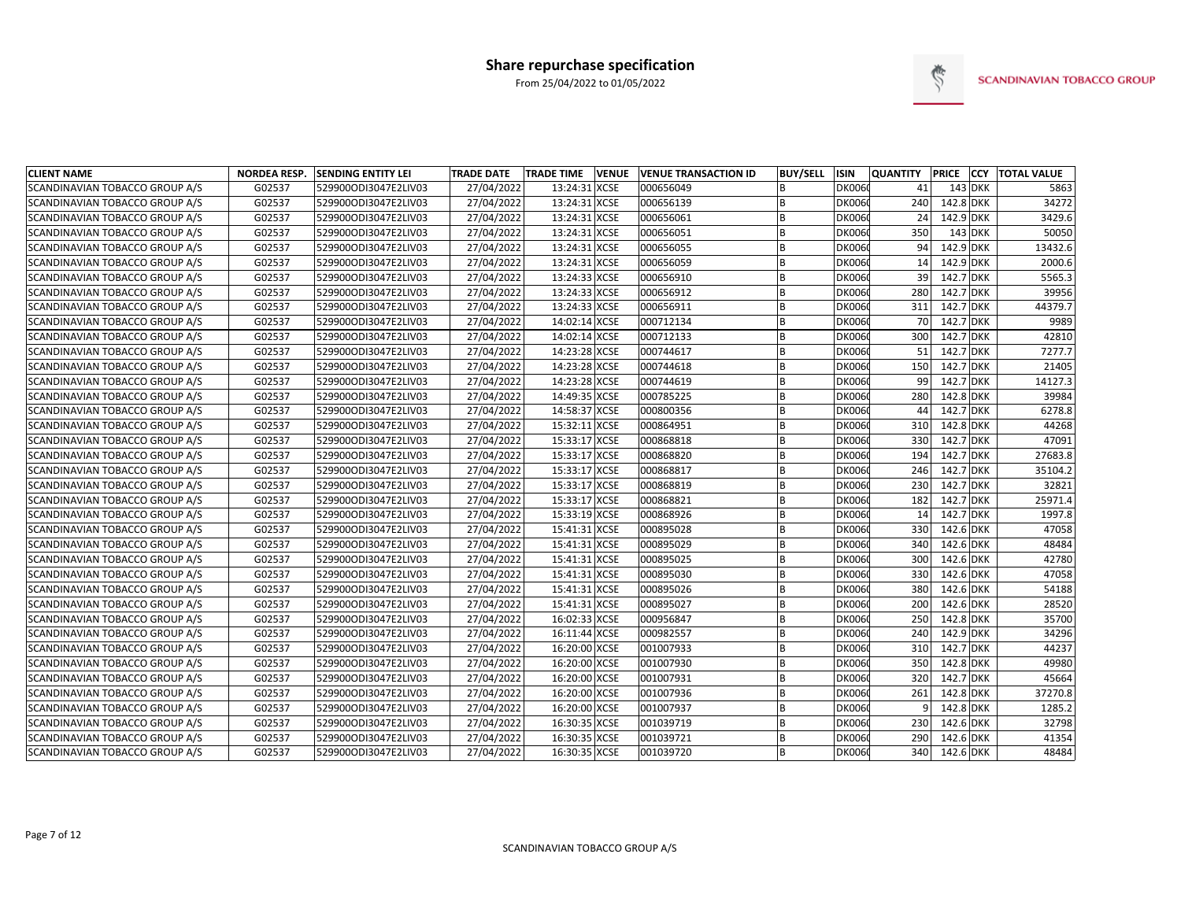# Share repurchase specification

From 25/04/2022 to 01/05/2022

SCANDINAVIAN TOBACCO GROUP

| CLIENT NAME | NORDEA RESP. | SENDING ENTITY LEI | TRADE DATE | TRADE TIME | VENUE | VENUE TRANSACTION ID | BUY/SELL | ISIN | QUANTITY | PRICE | CCY | TOTAL VALUE |
|---|---|---|---|---|---|---|---|---|---|---|---|---|
| SCANDINAVIAN TOBACCO GROUP A/S | G02537 | 529900ODI3047E2LIV03 | 27/04/2022 | 13:24:31 | XCSE | 000656049 | B | DK006 | 41 | 143 | DKK | 5863 |
| SCANDINAVIAN TOBACCO GROUP A/S | G02537 | 529900ODI3047E2LIV03 | 27/04/2022 | 13:24:31 | XCSE | 000656139 | B | DK006 | 240 | 142.8 | DKK | 34272 |
| SCANDINAVIAN TOBACCO GROUP A/S | G02537 | 529900ODI3047E2LIV03 | 27/04/2022 | 13:24:31 | XCSE | 000656061 | B | DK006 | 24 | 142.9 | DKK | 3429.6 |
| SCANDINAVIAN TOBACCO GROUP A/S | G02537 | 529900ODI3047E2LIV03 | 27/04/2022 | 13:24:31 | XCSE | 000656051 | B | DK006 | 350 | 143 | DKK | 50050 |
| SCANDINAVIAN TOBACCO GROUP A/S | G02537 | 529900ODI3047E2LIV03 | 27/04/2022 | 13:24:31 | XCSE | 000656055 | B | DK006 | 94 | 142.9 | DKK | 13432.6 |
| SCANDINAVIAN TOBACCO GROUP A/S | G02537 | 529900ODI3047E2LIV03 | 27/04/2022 | 13:24:31 | XCSE | 000656059 | B | DK006 | 14 | 142.9 | DKK | 2000.6 |
| SCANDINAVIAN TOBACCO GROUP A/S | G02537 | 529900ODI3047E2LIV03 | 27/04/2022 | 13:24:33 | XCSE | 000656910 | B | DK006 | 39 | 142.7 | DKK | 5565.3 |
| SCANDINAVIAN TOBACCO GROUP A/S | G02537 | 529900ODI3047E2LIV03 | 27/04/2022 | 13:24:33 | XCSE | 000656912 | B | DK006 | 280 | 142.7 | DKK | 39956 |
| SCANDINAVIAN TOBACCO GROUP A/S | G02537 | 529900ODI3047E2LIV03 | 27/04/2022 | 13:24:33 | XCSE | 000656911 | B | DK006 | 311 | 142.7 | DKK | 44379.7 |
| SCANDINAVIAN TOBACCO GROUP A/S | G02537 | 529900ODI3047E2LIV03 | 27/04/2022 | 14:02:14 | XCSE | 000712134 | B | DK006 | 70 | 142.7 | DKK | 9989 |
| SCANDINAVIAN TOBACCO GROUP A/S | G02537 | 529900ODI3047E2LIV03 | 27/04/2022 | 14:02:14 | XCSE | 000712133 | B | DK006 | 300 | 142.7 | DKK | 42810 |
| SCANDINAVIAN TOBACCO GROUP A/S | G02537 | 529900ODI3047E2LIV03 | 27/04/2022 | 14:23:28 | XCSE | 000744617 | B | DK006 | 51 | 142.7 | DKK | 7277.7 |
| SCANDINAVIAN TOBACCO GROUP A/S | G02537 | 529900ODI3047E2LIV03 | 27/04/2022 | 14:23:28 | XCSE | 000744618 | B | DK006 | 150 | 142.7 | DKK | 21405 |
| SCANDINAVIAN TOBACCO GROUP A/S | G02537 | 529900ODI3047E2LIV03 | 27/04/2022 | 14:23:28 | XCSE | 000744619 | B | DK006 | 99 | 142.7 | DKK | 14127.3 |
| SCANDINAVIAN TOBACCO GROUP A/S | G02537 | 529900ODI3047E2LIV03 | 27/04/2022 | 14:49:35 | XCSE | 000785225 | B | DK006 | 280 | 142.8 | DKK | 39984 |
| SCANDINAVIAN TOBACCO GROUP A/S | G02537 | 529900ODI3047E2LIV03 | 27/04/2022 | 14:58:37 | XCSE | 000800356 | B | DK006 | 44 | 142.7 | DKK | 6278.8 |
| SCANDINAVIAN TOBACCO GROUP A/S | G02537 | 529900ODI3047E2LIV03 | 27/04/2022 | 15:32:11 | XCSE | 000864951 | B | DK006 | 310 | 142.8 | DKK | 44268 |
| SCANDINAVIAN TOBACCO GROUP A/S | G02537 | 529900ODI3047E2LIV03 | 27/04/2022 | 15:33:17 | XCSE | 000868818 | B | DK006 | 330 | 142.7 | DKK | 47091 |
| SCANDINAVIAN TOBACCO GROUP A/S | G02537 | 529900ODI3047E2LIV03 | 27/04/2022 | 15:33:17 | XCSE | 000868820 | B | DK006 | 194 | 142.7 | DKK | 27683.8 |
| SCANDINAVIAN TOBACCO GROUP A/S | G02537 | 529900ODI3047E2LIV03 | 27/04/2022 | 15:33:17 | XCSE | 000868817 | B | DK006 | 246 | 142.7 | DKK | 35104.2 |
| SCANDINAVIAN TOBACCO GROUP A/S | G02537 | 529900ODI3047E2LIV03 | 27/04/2022 | 15:33:17 | XCSE | 000868819 | B | DK006 | 230 | 142.7 | DKK | 32821 |
| SCANDINAVIAN TOBACCO GROUP A/S | G02537 | 529900ODI3047E2LIV03 | 27/04/2022 | 15:33:17 | XCSE | 000868821 | B | DK006 | 182 | 142.7 | DKK | 25971.4 |
| SCANDINAVIAN TOBACCO GROUP A/S | G02537 | 529900ODI3047E2LIV03 | 27/04/2022 | 15:33:19 | XCSE | 000868926 | B | DK006 | 14 | 142.7 | DKK | 1997.8 |
| SCANDINAVIAN TOBACCO GROUP A/S | G02537 | 529900ODI3047E2LIV03 | 27/04/2022 | 15:41:31 | XCSE | 000895028 | B | DK006 | 330 | 142.6 | DKK | 47058 |
| SCANDINAVIAN TOBACCO GROUP A/S | G02537 | 529900ODI3047E2LIV03 | 27/04/2022 | 15:41:31 | XCSE | 000895029 | B | DK006 | 340 | 142.6 | DKK | 48484 |
| SCANDINAVIAN TOBACCO GROUP A/S | G02537 | 529900ODI3047E2LIV03 | 27/04/2022 | 15:41:31 | XCSE | 000895025 | B | DK006 | 300 | 142.6 | DKK | 42780 |
| SCANDINAVIAN TOBACCO GROUP A/S | G02537 | 529900ODI3047E2LIV03 | 27/04/2022 | 15:41:31 | XCSE | 000895030 | B | DK006 | 330 | 142.6 | DKK | 47058 |
| SCANDINAVIAN TOBACCO GROUP A/S | G02537 | 529900ODI3047E2LIV03 | 27/04/2022 | 15:41:31 | XCSE | 000895026 | B | DK006 | 380 | 142.6 | DKK | 54188 |
| SCANDINAVIAN TOBACCO GROUP A/S | G02537 | 529900ODI3047E2LIV03 | 27/04/2022 | 15:41:31 | XCSE | 000895027 | B | DK006 | 200 | 142.6 | DKK | 28520 |
| SCANDINAVIAN TOBACCO GROUP A/S | G02537 | 529900ODI3047E2LIV03 | 27/04/2022 | 16:02:33 | XCSE | 000956847 | B | DK006 | 250 | 142.8 | DKK | 35700 |
| SCANDINAVIAN TOBACCO GROUP A/S | G02537 | 529900ODI3047E2LIV03 | 27/04/2022 | 16:11:44 | XCSE | 000982557 | B | DK006 | 240 | 142.9 | DKK | 34296 |
| SCANDINAVIAN TOBACCO GROUP A/S | G02537 | 529900ODI3047E2LIV03 | 27/04/2022 | 16:20:00 | XCSE | 001007933 | B | DK006 | 310 | 142.7 | DKK | 44237 |
| SCANDINAVIAN TOBACCO GROUP A/S | G02537 | 529900ODI3047E2LIV03 | 27/04/2022 | 16:20:00 | XCSE | 001007930 | B | DK006 | 350 | 142.8 | DKK | 49980 |
| SCANDINAVIAN TOBACCO GROUP A/S | G02537 | 529900ODI3047E2LIV03 | 27/04/2022 | 16:20:00 | XCSE | 001007931 | B | DK006 | 320 | 142.7 | DKK | 45664 |
| SCANDINAVIAN TOBACCO GROUP A/S | G02537 | 529900ODI3047E2LIV03 | 27/04/2022 | 16:20:00 | XCSE | 001007936 | B | DK006 | 261 | 142.8 | DKK | 37270.8 |
| SCANDINAVIAN TOBACCO GROUP A/S | G02537 | 529900ODI3047E2LIV03 | 27/04/2022 | 16:20:00 | XCSE | 001007937 | B | DK006 | 9 | 142.8 | DKK | 1285.2 |
| SCANDINAVIAN TOBACCO GROUP A/S | G02537 | 529900ODI3047E2LIV03 | 27/04/2022 | 16:30:35 | XCSE | 001039719 | B | DK006 | 230 | 142.6 | DKK | 32798 |
| SCANDINAVIAN TOBACCO GROUP A/S | G02537 | 529900ODI3047E2LIV03 | 27/04/2022 | 16:30:35 | XCSE | 001039721 | B | DK006 | 290 | 142.6 | DKK | 41354 |
| SCANDINAVIAN TOBACCO GROUP A/S | G02537 | 529900ODI3047E2LIV03 | 27/04/2022 | 16:30:35 | XCSE | 001039720 | B | DK006 | 340 | 142.6 | DKK | 48484 |

SCANDINAVIAN TOBACCO GROUP A/S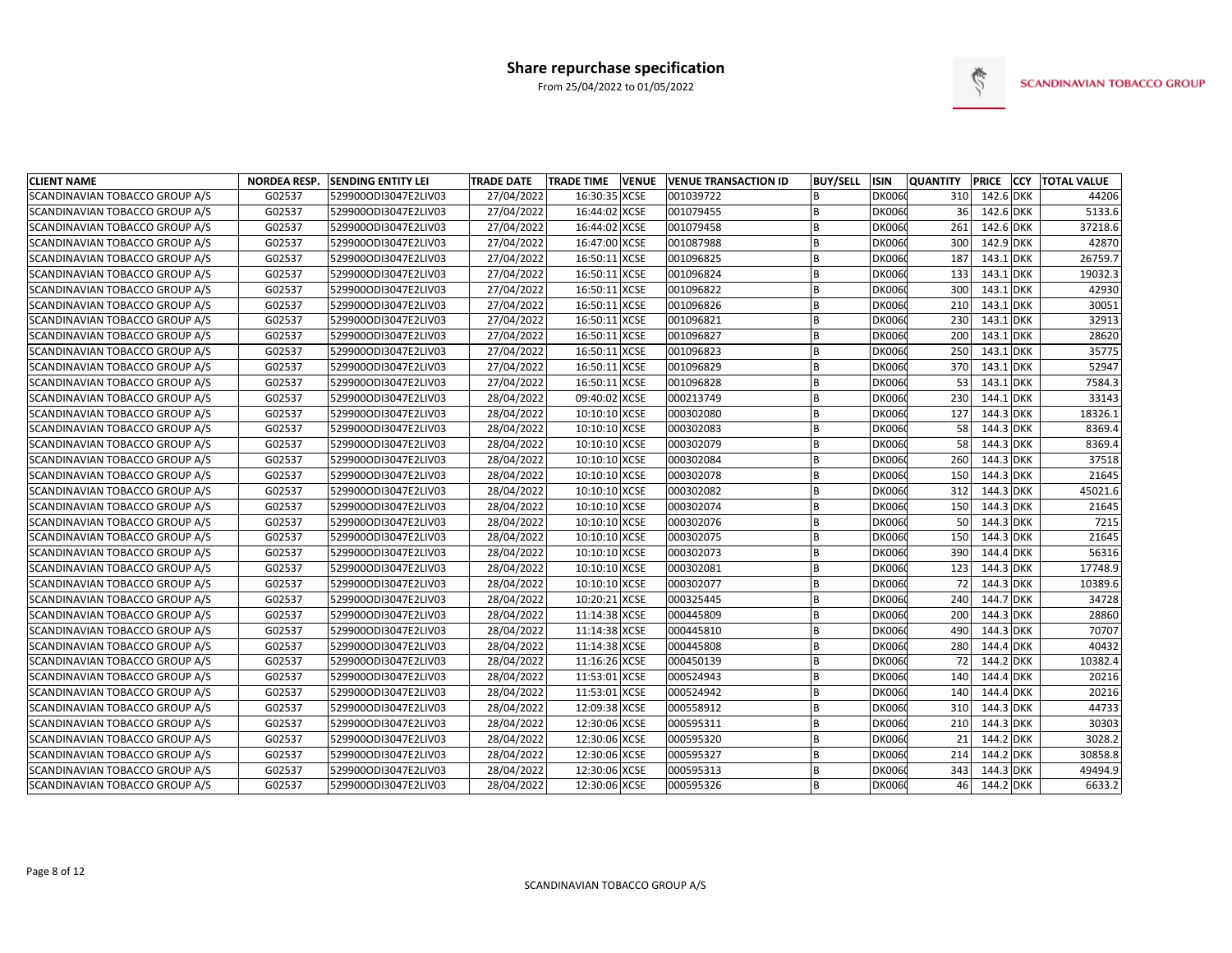# Share repurchase specification

From 25/04/2022 to 01/05/2022

SCANDINAVIAN TOBACCO GROUP

| CLIENT NAME | NORDEA RESP. | SENDING ENTITY LEI | TRADE DATE | TRADE TIME | VENUE | VENUE TRANSACTION ID | BUY/SELL | ISIN | QUANTITY | PRICE | CCY | TOTAL VALUE |
|---|---|---|---|---|---|---|---|---|---|---|---|---|
| SCANDINAVIAN TOBACCO GROUP A/S | G02537 | 529900ODI3047E2LIV03 | 27/04/2022 | 16:30:35 | XCSE | 001039722 | B | DK006 | 310 | 142.6 | DKK | 44206 |
| SCANDINAVIAN TOBACCO GROUP A/S | G02537 | 529900ODI3047E2LIV03 | 27/04/2022 | 16:44:02 | XCSE | 001079455 | B | DK006 | 36 | 142.6 | DKK | 5133.6 |
| SCANDINAVIAN TOBACCO GROUP A/S | G02537 | 529900ODI3047E2LIV03 | 27/04/2022 | 16:44:02 | XCSE | 001079458 | B | DK006 | 261 | 142.6 | DKK | 37218.6 |
| SCANDINAVIAN TOBACCO GROUP A/S | G02537 | 529900ODI3047E2LIV03 | 27/04/2022 | 16:47:00 | XCSE | 001087988 | B | DK006 | 300 | 142.9 | DKK | 42870 |
| SCANDINAVIAN TOBACCO GROUP A/S | G02537 | 529900ODI3047E2LIV03 | 27/04/2022 | 16:50:11 | XCSE | 001096825 | B | DK006 | 187 | 143.1 | DKK | 26759.7 |
| SCANDINAVIAN TOBACCO GROUP A/S | G02537 | 529900ODI3047E2LIV03 | 27/04/2022 | 16:50:11 | XCSE | 001096824 | B | DK006 | 133 | 143.1 | DKK | 19032.3 |
| SCANDINAVIAN TOBACCO GROUP A/S | G02537 | 529900ODI3047E2LIV03 | 27/04/2022 | 16:50:11 | XCSE | 001096822 | B | DK006 | 300 | 143.1 | DKK | 42930 |
| SCANDINAVIAN TOBACCO GROUP A/S | G02537 | 529900ODI3047E2LIV03 | 27/04/2022 | 16:50:11 | XCSE | 001096826 | B | DK006 | 210 | 143.1 | DKK | 30051 |
| SCANDINAVIAN TOBACCO GROUP A/S | G02537 | 529900ODI3047E2LIV03 | 27/04/2022 | 16:50:11 | XCSE | 001096821 | B | DK006 | 230 | 143.1 | DKK | 32913 |
| SCANDINAVIAN TOBACCO GROUP A/S | G02537 | 529900ODI3047E2LIV03 | 27/04/2022 | 16:50:11 | XCSE | 001096827 | B | DK006 | 200 | 143.1 | DKK | 28620 |
| SCANDINAVIAN TOBACCO GROUP A/S | G02537 | 529900ODI3047E2LIV03 | 27/04/2022 | 16:50:11 | XCSE | 001096823 | B | DK006 | 250 | 143.1 | DKK | 35775 |
| SCANDINAVIAN TOBACCO GROUP A/S | G02537 | 529900ODI3047E2LIV03 | 27/04/2022 | 16:50:11 | XCSE | 001096829 | B | DK006 | 370 | 143.1 | DKK | 52947 |
| SCANDINAVIAN TOBACCO GROUP A/S | G02537 | 529900ODI3047E2LIV03 | 27/04/2022 | 16:50:11 | XCSE | 001096828 | B | DK006 | 53 | 143.1 | DKK | 7584.3 |
| SCANDINAVIAN TOBACCO GROUP A/S | G02537 | 529900ODI3047E2LIV03 | 28/04/2022 | 09:40:02 | XCSE | 000213749 | B | DK006 | 230 | 144.1 | DKK | 33143 |
| SCANDINAVIAN TOBACCO GROUP A/S | G02537 | 529900ODI3047E2LIV03 | 28/04/2022 | 10:10:10 | XCSE | 000302080 | B | DK006 | 127 | 144.3 | DKK | 18326.1 |
| SCANDINAVIAN TOBACCO GROUP A/S | G02537 | 529900ODI3047E2LIV03 | 28/04/2022 | 10:10:10 | XCSE | 000302083 | B | DK006 | 58 | 144.3 | DKK | 8369.4 |
| SCANDINAVIAN TOBACCO GROUP A/S | G02537 | 529900ODI3047E2LIV03 | 28/04/2022 | 10:10:10 | XCSE | 000302079 | B | DK006 | 58 | 144.3 | DKK | 8369.4 |
| SCANDINAVIAN TOBACCO GROUP A/S | G02537 | 529900ODI3047E2LIV03 | 28/04/2022 | 10:10:10 | XCSE | 000302084 | B | DK006 | 260 | 144.3 | DKK | 37518 |
| SCANDINAVIAN TOBACCO GROUP A/S | G02537 | 529900ODI3047E2LIV03 | 28/04/2022 | 10:10:10 | XCSE | 000302078 | B | DK006 | 150 | 144.3 | DKK | 21645 |
| SCANDINAVIAN TOBACCO GROUP A/S | G02537 | 529900ODI3047E2LIV03 | 28/04/2022 | 10:10:10 | XCSE | 000302082 | B | DK006 | 312 | 144.3 | DKK | 45021.6 |
| SCANDINAVIAN TOBACCO GROUP A/S | G02537 | 529900ODI3047E2LIV03 | 28/04/2022 | 10:10:10 | XCSE | 000302074 | B | DK006 | 150 | 144.3 | DKK | 21645 |
| SCANDINAVIAN TOBACCO GROUP A/S | G02537 | 529900ODI3047E2LIV03 | 28/04/2022 | 10:10:10 | XCSE | 000302076 | B | DK006 | 50 | 144.3 | DKK | 7215 |
| SCANDINAVIAN TOBACCO GROUP A/S | G02537 | 529900ODI3047E2LIV03 | 28/04/2022 | 10:10:10 | XCSE | 000302075 | B | DK006 | 150 | 144.3 | DKK | 21645 |
| SCANDINAVIAN TOBACCO GROUP A/S | G02537 | 529900ODI3047E2LIV03 | 28/04/2022 | 10:10:10 | XCSE | 000302073 | B | DK006 | 390 | 144.4 | DKK | 56316 |
| SCANDINAVIAN TOBACCO GROUP A/S | G02537 | 529900ODI3047E2LIV03 | 28/04/2022 | 10:10:10 | XCSE | 000302081 | B | DK006 | 123 | 144.3 | DKK | 17748.9 |
| SCANDINAVIAN TOBACCO GROUP A/S | G02537 | 529900ODI3047E2LIV03 | 28/04/2022 | 10:10:10 | XCSE | 000302077 | B | DK006 | 72 | 144.3 | DKK | 10389.6 |
| SCANDINAVIAN TOBACCO GROUP A/S | G02537 | 529900ODI3047E2LIV03 | 28/04/2022 | 10:20:21 | XCSE | 000325445 | B | DK006 | 240 | 144.7 | DKK | 34728 |
| SCANDINAVIAN TOBACCO GROUP A/S | G02537 | 529900ODI3047E2LIV03 | 28/04/2022 | 11:14:38 | XCSE | 000445809 | B | DK006 | 200 | 144.3 | DKK | 28860 |
| SCANDINAVIAN TOBACCO GROUP A/S | G02537 | 529900ODI3047E2LIV03 | 28/04/2022 | 11:14:38 | XCSE | 000445810 | B | DK006 | 490 | 144.3 | DKK | 70707 |
| SCANDINAVIAN TOBACCO GROUP A/S | G02537 | 529900ODI3047E2LIV03 | 28/04/2022 | 11:14:38 | XCSE | 000445808 | B | DK006 | 280 | 144.4 | DKK | 40432 |
| SCANDINAVIAN TOBACCO GROUP A/S | G02537 | 529900ODI3047E2LIV03 | 28/04/2022 | 11:16:26 | XCSE | 000450139 | B | DK006 | 72 | 144.2 | DKK | 10382.4 |
| SCANDINAVIAN TOBACCO GROUP A/S | G02537 | 529900ODI3047E2LIV03 | 28/04/2022 | 11:53:01 | XCSE | 000524943 | B | DK006 | 140 | 144.4 | DKK | 20216 |
| SCANDINAVIAN TOBACCO GROUP A/S | G02537 | 529900ODI3047E2LIV03 | 28/04/2022 | 11:53:01 | XCSE | 000524942 | B | DK006 | 140 | 144.4 | DKK | 20216 |
| SCANDINAVIAN TOBACCO GROUP A/S | G02537 | 529900ODI3047E2LIV03 | 28/04/2022 | 12:09:38 | XCSE | 000558912 | B | DK006 | 310 | 144.3 | DKK | 44733 |
| SCANDINAVIAN TOBACCO GROUP A/S | G02537 | 529900ODI3047E2LIV03 | 28/04/2022 | 12:30:06 | XCSE | 000595311 | B | DK006 | 210 | 144.3 | DKK | 30303 |
| SCANDINAVIAN TOBACCO GROUP A/S | G02537 | 529900ODI3047E2LIV03 | 28/04/2022 | 12:30:06 | XCSE | 000595320 | B | DK006 | 21 | 144.2 | DKK | 3028.2 |
| SCANDINAVIAN TOBACCO GROUP A/S | G02537 | 529900ODI3047E2LIV03 | 28/04/2022 | 12:30:06 | XCSE | 000595327 | B | DK006 | 214 | 144.2 | DKK | 30858.8 |
| SCANDINAVIAN TOBACCO GROUP A/S | G02537 | 529900ODI3047E2LIV03 | 28/04/2022 | 12:30:06 | XCSE | 000595313 | B | DK006 | 343 | 144.3 | DKK | 49494.9 |
| SCANDINAVIAN TOBACCO GROUP A/S | G02537 | 529900ODI3047E2LIV03 | 28/04/2022 | 12:30:06 | XCSE | 000595326 | B | DK006 | 46 | 144.2 | DKK | 6633.2 |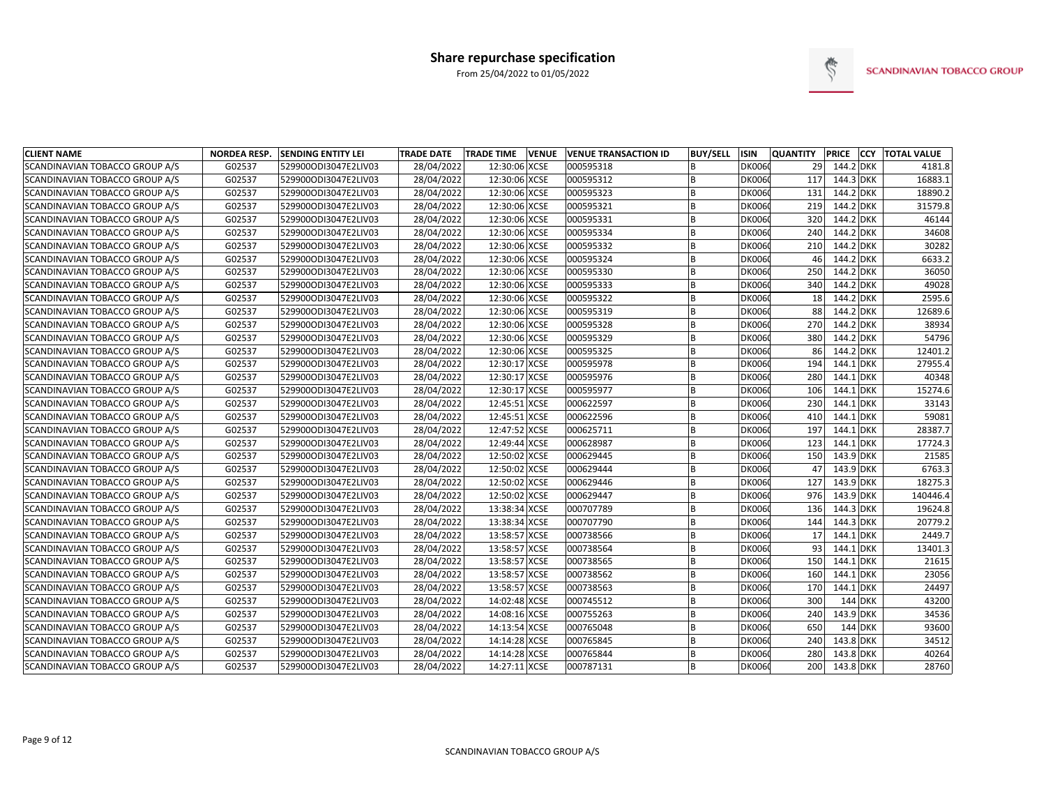## Share repurchase specification

From 25/04/2022 to 01/05/2022

SCANDINAVIAN TOBACCO GROUP

| CLIENT NAME | NORDEA RESP. | SENDING ENTITY LEI | TRADE DATE | TRADE TIME | VENUE | VENUE TRANSACTION ID | BUY/SELL | ISIN | QUANTITY | PRICE | CCY | TOTAL VALUE |
|---|---|---|---|---|---|---|---|---|---|---|---|---|
| SCANDINAVIAN TOBACCO GROUP A/S | G02537 | 529900ODI3047E2LIV03 | 28/04/2022 | 12:30:06 | XCSE | 000595318 | B | DK006 | 29 | 144.2 | DKK | 4181.8 |
| SCANDINAVIAN TOBACCO GROUP A/S | G02537 | 529900ODI3047E2LIV03 | 28/04/2022 | 12:30:06 | XCSE | 000595312 | B | DK006 | 117 | 144.3 | DKK | 16883.1 |
| SCANDINAVIAN TOBACCO GROUP A/S | G02537 | 529900ODI3047E2LIV03 | 28/04/2022 | 12:30:06 | XCSE | 000595323 | B | DK006 | 131 | 144.2 | DKK | 18890.2 |
| SCANDINAVIAN TOBACCO GROUP A/S | G02537 | 529900ODI3047E2LIV03 | 28/04/2022 | 12:30:06 | XCSE | 000595321 | B | DK006 | 219 | 144.2 | DKK | 31579.8 |
| SCANDINAVIAN TOBACCO GROUP A/S | G02537 | 529900ODI3047E2LIV03 | 28/04/2022 | 12:30:06 | XCSE | 000595331 | B | DK006 | 320 | 144.2 | DKK | 46144 |
| SCANDINAVIAN TOBACCO GROUP A/S | G02537 | 529900ODI3047E2LIV03 | 28/04/2022 | 12:30:06 | XCSE | 000595334 | B | DK006 | 240 | 144.2 | DKK | 34608 |
| SCANDINAVIAN TOBACCO GROUP A/S | G02537 | 529900ODI3047E2LIV03 | 28/04/2022 | 12:30:06 | XCSE | 000595332 | B | DK006 | 210 | 144.2 | DKK | 30282 |
| SCANDINAVIAN TOBACCO GROUP A/S | G02537 | 529900ODI3047E2LIV03 | 28/04/2022 | 12:30:06 | XCSE | 000595324 | B | DK006 | 46 | 144.2 | DKK | 6633.2 |
| SCANDINAVIAN TOBACCO GROUP A/S | G02537 | 529900ODI3047E2LIV03 | 28/04/2022 | 12:30:06 | XCSE | 000595330 | B | DK006 | 250 | 144.2 | DKK | 36050 |
| SCANDINAVIAN TOBACCO GROUP A/S | G02537 | 529900ODI3047E2LIV03 | 28/04/2022 | 12:30:06 | XCSE | 000595333 | B | DK006 | 340 | 144.2 | DKK | 49028 |
| SCANDINAVIAN TOBACCO GROUP A/S | G02537 | 529900ODI3047E2LIV03 | 28/04/2022 | 12:30:06 | XCSE | 000595322 | B | DK006 | 18 | 144.2 | DKK | 2595.6 |
| SCANDINAVIAN TOBACCO GROUP A/S | G02537 | 529900ODI3047E2LIV03 | 28/04/2022 | 12:30:06 | XCSE | 000595319 | B | DK006 | 88 | 144.2 | DKK | 12689.6 |
| SCANDINAVIAN TOBACCO GROUP A/S | G02537 | 529900ODI3047E2LIV03 | 28/04/2022 | 12:30:06 | XCSE | 000595328 | B | DK006 | 270 | 144.2 | DKK | 38934 |
| SCANDINAVIAN TOBACCO GROUP A/S | G02537 | 529900ODI3047E2LIV03 | 28/04/2022 | 12:30:06 | XCSE | 000595329 | B | DK006 | 380 | 144.2 | DKK | 54796 |
| SCANDINAVIAN TOBACCO GROUP A/S | G02537 | 529900ODI3047E2LIV03 | 28/04/2022 | 12:30:06 | XCSE | 000595325 | B | DK006 | 86 | 144.2 | DKK | 12401.2 |
| SCANDINAVIAN TOBACCO GROUP A/S | G02537 | 529900ODI3047E2LIV03 | 28/04/2022 | 12:30:17 | XCSE | 000595978 | B | DK006 | 194 | 144.1 | DKK | 27955.4 |
| SCANDINAVIAN TOBACCO GROUP A/S | G02537 | 529900ODI3047E2LIV03 | 28/04/2022 | 12:30:17 | XCSE | 000595976 | B | DK006 | 280 | 144.1 | DKK | 40348 |
| SCANDINAVIAN TOBACCO GROUP A/S | G02537 | 529900ODI3047E2LIV03 | 28/04/2022 | 12:30:17 | XCSE | 000595977 | B | DK006 | 106 | 144.1 | DKK | 15274.6 |
| SCANDINAVIAN TOBACCO GROUP A/S | G02537 | 529900ODI3047E2LIV03 | 28/04/2022 | 12:45:51 | XCSE | 000622597 | B | DK006 | 230 | 144.1 | DKK | 33143 |
| SCANDINAVIAN TOBACCO GROUP A/S | G02537 | 529900ODI3047E2LIV03 | 28/04/2022 | 12:45:51 | XCSE | 000622596 | B | DK006 | 410 | 144.1 | DKK | 59081 |
| SCANDINAVIAN TOBACCO GROUP A/S | G02537 | 529900ODI3047E2LIV03 | 28/04/2022 | 12:47:52 | XCSE | 000625711 | B | DK006 | 197 | 144.1 | DKK | 28387.7 |
| SCANDINAVIAN TOBACCO GROUP A/S | G02537 | 529900ODI3047E2LIV03 | 28/04/2022 | 12:49:44 | XCSE | 000628987 | B | DK006 | 123 | 144.1 | DKK | 17724.3 |
| SCANDINAVIAN TOBACCO GROUP A/S | G02537 | 529900ODI3047E2LIV03 | 28/04/2022 | 12:50:02 | XCSE | 000629445 | B | DK006 | 150 | 143.9 | DKK | 21585 |
| SCANDINAVIAN TOBACCO GROUP A/S | G02537 | 529900ODI3047E2LIV03 | 28/04/2022 | 12:50:02 | XCSE | 000629444 | B | DK006 | 47 | 143.9 | DKK | 6763.3 |
| SCANDINAVIAN TOBACCO GROUP A/S | G02537 | 529900ODI3047E2LIV03 | 28/04/2022 | 12:50:02 | XCSE | 000629446 | B | DK006 | 127 | 143.9 | DKK | 18275.3 |
| SCANDINAVIAN TOBACCO GROUP A/S | G02537 | 529900ODI3047E2LIV03 | 28/04/2022 | 12:50:02 | XCSE | 000629447 | B | DK006 | 976 | 143.9 | DKK | 140446.4 |
| SCANDINAVIAN TOBACCO GROUP A/S | G02537 | 529900ODI3047E2LIV03 | 28/04/2022 | 13:38:34 | XCSE | 000707789 | B | DK006 | 136 | 144.3 | DKK | 19624.8 |
| SCANDINAVIAN TOBACCO GROUP A/S | G02537 | 529900ODI3047E2LIV03 | 28/04/2022 | 13:38:34 | XCSE | 000707790 | B | DK006 | 144 | 144.3 | DKK | 20779.2 |
| SCANDINAVIAN TOBACCO GROUP A/S | G02537 | 529900ODI3047E2LIV03 | 28/04/2022 | 13:58:57 | XCSE | 000738566 | B | DK006 | 17 | 144.1 | DKK | 2449.7 |
| SCANDINAVIAN TOBACCO GROUP A/S | G02537 | 529900ODI3047E2LIV03 | 28/04/2022 | 13:58:57 | XCSE | 000738564 | B | DK006 | 93 | 144.1 | DKK | 13401.3 |
| SCANDINAVIAN TOBACCO GROUP A/S | G02537 | 529900ODI3047E2LIV03 | 28/04/2022 | 13:58:57 | XCSE | 000738565 | B | DK006 | 150 | 144.1 | DKK | 21615 |
| SCANDINAVIAN TOBACCO GROUP A/S | G02537 | 529900ODI3047E2LIV03 | 28/04/2022 | 13:58:57 | XCSE | 000738562 | B | DK006 | 160 | 144.1 | DKK | 23056 |
| SCANDINAVIAN TOBACCO GROUP A/S | G02537 | 529900ODI3047E2LIV03 | 28/04/2022 | 13:58:57 | XCSE | 000738563 | B | DK006 | 170 | 144.1 | DKK | 24497 |
| SCANDINAVIAN TOBACCO GROUP A/S | G02537 | 529900ODI3047E2LIV03 | 28/04/2022 | 14:02:48 | XCSE | 000745512 | B | DK006 | 300 | 144 | DKK | 43200 |
| SCANDINAVIAN TOBACCO GROUP A/S | G02537 | 529900ODI3047E2LIV03 | 28/04/2022 | 14:08:16 | XCSE | 000755263 | B | DK006 | 240 | 143.9 | DKK | 34536 |
| SCANDINAVIAN TOBACCO GROUP A/S | G02537 | 529900ODI3047E2LIV03 | 28/04/2022 | 14:13:54 | XCSE | 000765048 | B | DK006 | 650 | 144 | DKK | 93600 |
| SCANDINAVIAN TOBACCO GROUP A/S | G02537 | 529900ODI3047E2LIV03 | 28/04/2022 | 14:14:28 | XCSE | 000765845 | B | DK006 | 240 | 143.8 | DKK | 34512 |
| SCANDINAVIAN TOBACCO GROUP A/S | G02537 | 529900ODI3047E2LIV03 | 28/04/2022 | 14:14:28 | XCSE | 000765844 | B | DK006 | 280 | 143.8 | DKK | 40264 |
| SCANDINAVIAN TOBACCO GROUP A/S | G02537 | 529900ODI3047E2LIV03 | 28/04/2022 | 14:27:11 | XCSE | 000787131 | B | DK006 | 200 | 143.8 | DKK | 28760 |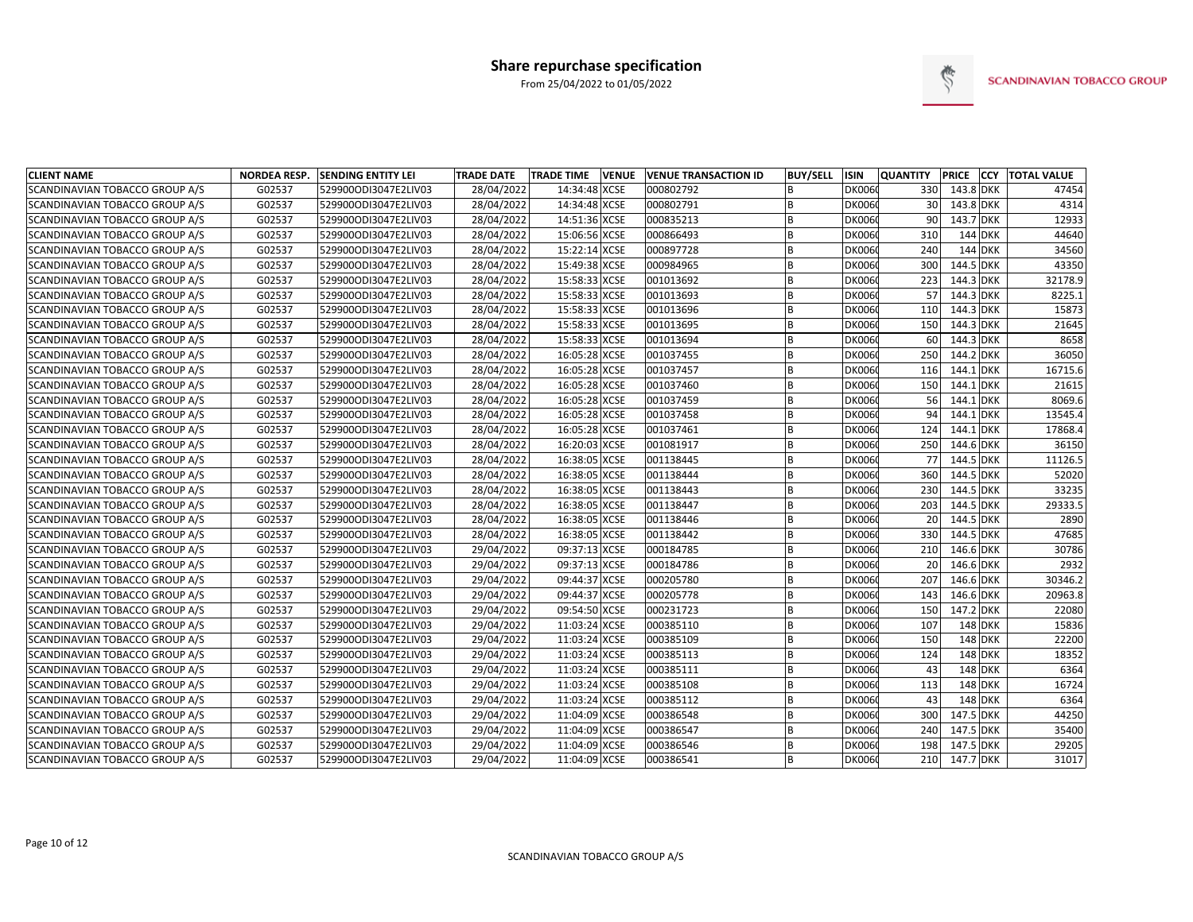# Share repurchase specification

From 25/04/2022 to 01/05/2022

SCANDINAVIAN TOBACCO GROUP

| CLIENT NAME | NORDEA RESP. | SENDING ENTITY LEI | TRADE DATE | TRADE TIME | VENUE | VENUE TRANSACTION ID | BUY/SELL | ISIN | QUANTITY | PRICE | CCY | TOTAL VALUE |
|---|---|---|---|---|---|---|---|---|---|---|---|---|
| SCANDINAVIAN TOBACCO GROUP A/S | G02537 | 529900ODI3047E2LIV03 | 28/04/2022 | 14:34:48 | XCSE | 000802792 | B | DK006( | 330 | 143.8 | DKK | 47454 |
| SCANDINAVIAN TOBACCO GROUP A/S | G02537 | 529900ODI3047E2LIV03 | 28/04/2022 | 14:34:48 | XCSE | 000802791 | B | DK006( | 30 | 143.8 | DKK | 4314 |
| SCANDINAVIAN TOBACCO GROUP A/S | G02537 | 529900ODI3047E2LIV03 | 28/04/2022 | 14:51:36 | XCSE | 000835213 | B | DK006( | 90 | 143.7 | DKK | 12933 |
| SCANDINAVIAN TOBACCO GROUP A/S | G02537 | 529900ODI3047E2LIV03 | 28/04/2022 | 15:06:56 | XCSE | 000866493 | B | DK006( | 310 | 144 | DKK | 44640 |
| SCANDINAVIAN TOBACCO GROUP A/S | G02537 | 529900ODI3047E2LIV03 | 28/04/2022 | 15:22:14 | XCSE | 000897728 | B | DK006( | 240 | 144 | DKK | 34560 |
| SCANDINAVIAN TOBACCO GROUP A/S | G02537 | 529900ODI3047E2LIV03 | 28/04/2022 | 15:49:38 | XCSE | 000984965 | B | DK006( | 300 | 144.5 | DKK | 43350 |
| SCANDINAVIAN TOBACCO GROUP A/S | G02537 | 529900ODI3047E2LIV03 | 28/04/2022 | 15:58:33 | XCSE | 001013692 | B | DK006( | 223 | 144.3 | DKK | 32178.9 |
| SCANDINAVIAN TOBACCO GROUP A/S | G02537 | 529900ODI3047E2LIV03 | 28/04/2022 | 15:58:33 | XCSE | 001013693 | B | DK006( | 57 | 144.3 | DKK | 8225.1 |
| SCANDINAVIAN TOBACCO GROUP A/S | G02537 | 529900ODI3047E2LIV03 | 28/04/2022 | 15:58:33 | XCSE | 001013696 | B | DK006( | 110 | 144.3 | DKK | 15873 |
| SCANDINAVIAN TOBACCO GROUP A/S | G02537 | 529900ODI3047E2LIV03 | 28/04/2022 | 15:58:33 | XCSE | 001013695 | B | DK006( | 150 | 144.3 | DKK | 21645 |
| SCANDINAVIAN TOBACCO GROUP A/S | G02537 | 529900ODI3047E2LIV03 | 28/04/2022 | 15:58:33 | XCSE | 001013694 | B | DK006( | 60 | 144.3 | DKK | 8658 |
| SCANDINAVIAN TOBACCO GROUP A/S | G02537 | 529900ODI3047E2LIV03 | 28/04/2022 | 16:05:28 | XCSE | 001037455 | B | DK006( | 250 | 144.2 | DKK | 36050 |
| SCANDINAVIAN TOBACCO GROUP A/S | G02537 | 529900ODI3047E2LIV03 | 28/04/2022 | 16:05:28 | XCSE | 001037457 | B | DK006( | 116 | 144.1 | DKK | 16715.6 |
| SCANDINAVIAN TOBACCO GROUP A/S | G02537 | 529900ODI3047E2LIV03 | 28/04/2022 | 16:05:28 | XCSE | 001037460 | B | DK006( | 150 | 144.1 | DKK | 21615 |
| SCANDINAVIAN TOBACCO GROUP A/S | G02537 | 529900ODI3047E2LIV03 | 28/04/2022 | 16:05:28 | XCSE | 001037459 | B | DK006( | 56 | 144.1 | DKK | 8069.6 |
| SCANDINAVIAN TOBACCO GROUP A/S | G02537 | 529900ODI3047E2LIV03 | 28/04/2022 | 16:05:28 | XCSE | 001037458 | B | DK006( | 94 | 144.1 | DKK | 13545.4 |
| SCANDINAVIAN TOBACCO GROUP A/S | G02537 | 529900ODI3047E2LIV03 | 28/04/2022 | 16:05:28 | XCSE | 001037461 | B | DK006( | 124 | 144.1 | DKK | 17868.4 |
| SCANDINAVIAN TOBACCO GROUP A/S | G02537 | 529900ODI3047E2LIV03 | 28/04/2022 | 16:20:03 | XCSE | 001081917 | B | DK006( | 250 | 144.6 | DKK | 36150 |
| SCANDINAVIAN TOBACCO GROUP A/S | G02537 | 529900ODI3047E2LIV03 | 28/04/2022 | 16:38:05 | XCSE | 001138445 | B | DK006( | 77 | 144.5 | DKK | 11126.5 |
| SCANDINAVIAN TOBACCO GROUP A/S | G02537 | 529900ODI3047E2LIV03 | 28/04/2022 | 16:38:05 | XCSE | 001138444 | B | DK006( | 360 | 144.5 | DKK | 52020 |
| SCANDINAVIAN TOBACCO GROUP A/S | G02537 | 529900ODI3047E2LIV03 | 28/04/2022 | 16:38:05 | XCSE | 001138443 | B | DK006( | 230 | 144.5 | DKK | 33235 |
| SCANDINAVIAN TOBACCO GROUP A/S | G02537 | 529900ODI3047E2LIV03 | 28/04/2022 | 16:38:05 | XCSE | 001138447 | B | DK006( | 203 | 144.5 | DKK | 29333.5 |
| SCANDINAVIAN TOBACCO GROUP A/S | G02537 | 529900ODI3047E2LIV03 | 28/04/2022 | 16:38:05 | XCSE | 001138446 | B | DK006( | 20 | 144.5 | DKK | 2890 |
| SCANDINAVIAN TOBACCO GROUP A/S | G02537 | 529900ODI3047E2LIV03 | 28/04/2022 | 16:38:05 | XCSE | 001138442 | B | DK006( | 330 | 144.5 | DKK | 47685 |
| SCANDINAVIAN TOBACCO GROUP A/S | G02537 | 529900ODI3047E2LIV03 | 29/04/2022 | 09:37:13 | XCSE | 000184785 | B | DK006( | 210 | 146.6 | DKK | 30786 |
| SCANDINAVIAN TOBACCO GROUP A/S | G02537 | 529900ODI3047E2LIV03 | 29/04/2022 | 09:37:13 | XCSE | 000184786 | B | DK006( | 20 | 146.6 | DKK | 2932 |
| SCANDINAVIAN TOBACCO GROUP A/S | G02537 | 529900ODI3047E2LIV03 | 29/04/2022 | 09:44:37 | XCSE | 000205780 | B | DK006( | 207 | 146.6 | DKK | 30346.2 |
| SCANDINAVIAN TOBACCO GROUP A/S | G02537 | 529900ODI3047E2LIV03 | 29/04/2022 | 09:44:37 | XCSE | 000205778 | B | DK006( | 143 | 146.6 | DKK | 20963.8 |
| SCANDINAVIAN TOBACCO GROUP A/S | G02537 | 529900ODI3047E2LIV03 | 29/04/2022 | 09:54:50 | XCSE | 000231723 | B | DK006( | 150 | 147.2 | DKK | 22080 |
| SCANDINAVIAN TOBACCO GROUP A/S | G02537 | 529900ODI3047E2LIV03 | 29/04/2022 | 11:03:24 | XCSE | 000385110 | B | DK006( | 107 | 148 | DKK | 15836 |
| SCANDINAVIAN TOBACCO GROUP A/S | G02537 | 529900ODI3047E2LIV03 | 29/04/2022 | 11:03:24 | XCSE | 000385109 | B | DK006( | 150 | 148 | DKK | 22200 |
| SCANDINAVIAN TOBACCO GROUP A/S | G02537 | 529900ODI3047E2LIV03 | 29/04/2022 | 11:03:24 | XCSE | 000385113 | B | DK006( | 124 | 148 | DKK | 18352 |
| SCANDINAVIAN TOBACCO GROUP A/S | G02537 | 529900ODI3047E2LIV03 | 29/04/2022 | 11:03:24 | XCSE | 000385111 | B | DK006( | 43 | 148 | DKK | 6364 |
| SCANDINAVIAN TOBACCO GROUP A/S | G02537 | 529900ODI3047E2LIV03 | 29/04/2022 | 11:03:24 | XCSE | 000385108 | B | DK006( | 113 | 148 | DKK | 16724 |
| SCANDINAVIAN TOBACCO GROUP A/S | G02537 | 529900ODI3047E2LIV03 | 29/04/2022 | 11:03:24 | XCSE | 000385112 | B | DK006( | 43 | 148 | DKK | 6364 |
| SCANDINAVIAN TOBACCO GROUP A/S | G02537 | 529900ODI3047E2LIV03 | 29/04/2022 | 11:04:09 | XCSE | 000386548 | B | DK006( | 300 | 147.5 | DKK | 44250 |
| SCANDINAVIAN TOBACCO GROUP A/S | G02537 | 529900ODI3047E2LIV03 | 29/04/2022 | 11:04:09 | XCSE | 000386547 | B | DK006( | 240 | 147.5 | DKK | 35400 |
| SCANDINAVIAN TOBACCO GROUP A/S | G02537 | 529900ODI3047E2LIV03 | 29/04/2022 | 11:04:09 | XCSE | 000386546 | B | DK006( | 198 | 147.5 | DKK | 29205 |
| SCANDINAVIAN TOBACCO GROUP A/S | G02537 | 529900ODI3047E2LIV03 | 29/04/2022 | 11:04:09 | XCSE | 000386541 | B | DK006( | 210 | 147.7 | DKK | 31017 |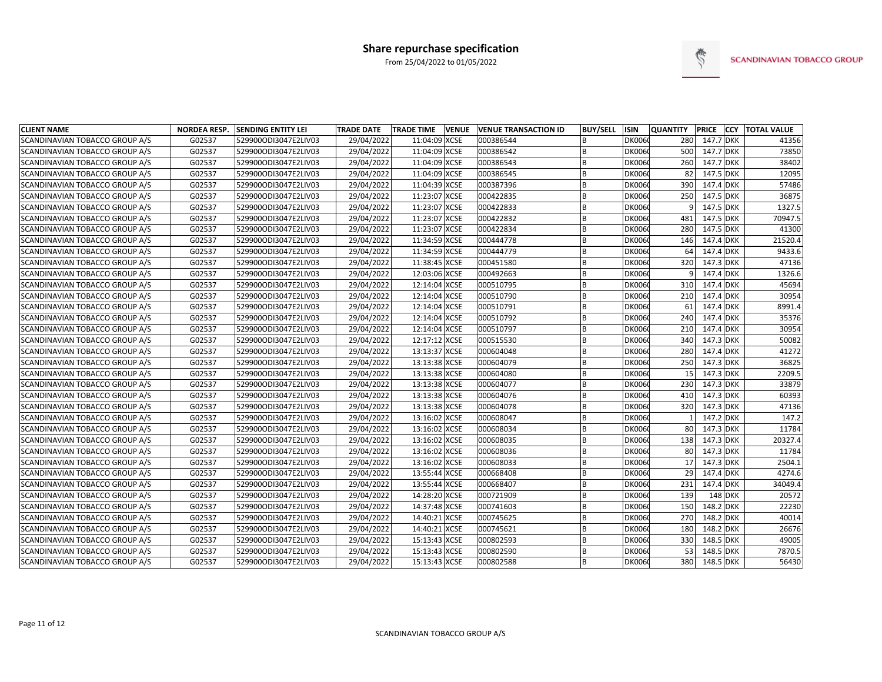# Share repurchase specification

From 25/04/2022 to 01/05/2022

SCANDINAVIAN TOBACCO GROUP

| CLIENT NAME | NORDEA RESP. | SENDING ENTITY LEI | TRADE DATE | TRADE TIME | VENUE | VENUE TRANSACTION ID | BUY/SELL | ISIN | QUANTITY | PRICE | CCY | TOTAL VALUE |
|---|---|---|---|---|---|---|---|---|---|---|---|---|
| SCANDINAVIAN TOBACCO GROUP A/S | G02537 | 529900ODI3047E2LIV03 | 29/04/2022 | 11:04:09 | XCSE | 000386544 | B | DK006 | 280 | 147.7 | DKK | 41356 |
| SCANDINAVIAN TOBACCO GROUP A/S | G02537 | 529900ODI3047E2LIV03 | 29/04/2022 | 11:04:09 | XCSE | 000386542 | B | DK006 | 500 | 147.7 | DKK | 73850 |
| SCANDINAVIAN TOBACCO GROUP A/S | G02537 | 529900ODI3047E2LIV03 | 29/04/2022 | 11:04:09 | XCSE | 000386543 | B | DK006 | 260 | 147.7 | DKK | 38402 |
| SCANDINAVIAN TOBACCO GROUP A/S | G02537 | 529900ODI3047E2LIV03 | 29/04/2022 | 11:04:09 | XCSE | 000386545 | B | DK006 | 82 | 147.5 | DKK | 12095 |
| SCANDINAVIAN TOBACCO GROUP A/S | G02537 | 529900ODI3047E2LIV03 | 29/04/2022 | 11:04:39 | XCSE | 000387396 | B | DK006 | 390 | 147.4 | DKK | 57486 |
| SCANDINAVIAN TOBACCO GROUP A/S | G02537 | 529900ODI3047E2LIV03 | 29/04/2022 | 11:23:07 | XCSE | 000422835 | B | DK006 | 250 | 147.5 | DKK | 36875 |
| SCANDINAVIAN TOBACCO GROUP A/S | G02537 | 529900ODI3047E2LIV03 | 29/04/2022 | 11:23:07 | XCSE | 000422833 | B | DK006 | 9 | 147.5 | DKK | 1327.5 |
| SCANDINAVIAN TOBACCO GROUP A/S | G02537 | 529900ODI3047E2LIV03 | 29/04/2022 | 11:23:07 | XCSE | 000422832 | B | DK006 | 481 | 147.5 | DKK | 70947.5 |
| SCANDINAVIAN TOBACCO GROUP A/S | G02537 | 529900ODI3047E2LIV03 | 29/04/2022 | 11:23:07 | XCSE | 000422834 | B | DK006 | 280 | 147.5 | DKK | 41300 |
| SCANDINAVIAN TOBACCO GROUP A/S | G02537 | 529900ODI3047E2LIV03 | 29/04/2022 | 11:34:59 | XCSE | 000444778 | B | DK006 | 146 | 147.4 | DKK | 21520.4 |
| SCANDINAVIAN TOBACCO GROUP A/S | G02537 | 529900ODI3047E2LIV03 | 29/04/2022 | 11:34:59 | XCSE | 000444779 | B | DK006 | 64 | 147.4 | DKK | 9433.6 |
| SCANDINAVIAN TOBACCO GROUP A/S | G02537 | 529900ODI3047E2LIV03 | 29/04/2022 | 11:38:45 | XCSE | 000451580 | B | DK006 | 320 | 147.3 | DKK | 47136 |
| SCANDINAVIAN TOBACCO GROUP A/S | G02537 | 529900ODI3047E2LIV03 | 29/04/2022 | 12:03:06 | XCSE | 000492663 | B | DK006 | 9 | 147.4 | DKK | 1326.6 |
| SCANDINAVIAN TOBACCO GROUP A/S | G02537 | 529900ODI3047E2LIV03 | 29/04/2022 | 12:14:04 | XCSE | 000510795 | B | DK006 | 310 | 147.4 | DKK | 45694 |
| SCANDINAVIAN TOBACCO GROUP A/S | G02537 | 529900ODI3047E2LIV03 | 29/04/2022 | 12:14:04 | XCSE | 000510790 | B | DK006 | 210 | 147.4 | DKK | 30954 |
| SCANDINAVIAN TOBACCO GROUP A/S | G02537 | 529900ODI3047E2LIV03 | 29/04/2022 | 12:14:04 | XCSE | 000510791 | B | DK006 | 61 | 147.4 | DKK | 8991.4 |
| SCANDINAVIAN TOBACCO GROUP A/S | G02537 | 529900ODI3047E2LIV03 | 29/04/2022 | 12:14:04 | XCSE | 000510792 | B | DK006 | 240 | 147.4 | DKK | 35376 |
| SCANDINAVIAN TOBACCO GROUP A/S | G02537 | 529900ODI3047E2LIV03 | 29/04/2022 | 12:14:04 | XCSE | 000510797 | B | DK006 | 210 | 147.4 | DKK | 30954 |
| SCANDINAVIAN TOBACCO GROUP A/S | G02537 | 529900ODI3047E2LIV03 | 29/04/2022 | 12:17:12 | XCSE | 000515530 | B | DK006 | 340 | 147.3 | DKK | 50082 |
| SCANDINAVIAN TOBACCO GROUP A/S | G02537 | 529900ODI3047E2LIV03 | 29/04/2022 | 13:13:37 | XCSE | 000604048 | B | DK006 | 280 | 147.4 | DKK | 41272 |
| SCANDINAVIAN TOBACCO GROUP A/S | G02537 | 529900ODI3047E2LIV03 | 29/04/2022 | 13:13:38 | XCSE | 000604079 | B | DK006 | 250 | 147.3 | DKK | 36825 |
| SCANDINAVIAN TOBACCO GROUP A/S | G02537 | 529900ODI3047E2LIV03 | 29/04/2022 | 13:13:38 | XCSE | 000604080 | B | DK006 | 15 | 147.3 | DKK | 2209.5 |
| SCANDINAVIAN TOBACCO GROUP A/S | G02537 | 529900ODI3047E2LIV03 | 29/04/2022 | 13:13:38 | XCSE | 000604077 | B | DK006 | 230 | 147.3 | DKK | 33879 |
| SCANDINAVIAN TOBACCO GROUP A/S | G02537 | 529900ODI3047E2LIV03 | 29/04/2022 | 13:13:38 | XCSE | 000604076 | B | DK006 | 410 | 147.3 | DKK | 60393 |
| SCANDINAVIAN TOBACCO GROUP A/S | G02537 | 529900ODI3047E2LIV03 | 29/04/2022 | 13:13:38 | XCSE | 000604078 | B | DK006 | 320 | 147.3 | DKK | 47136 |
| SCANDINAVIAN TOBACCO GROUP A/S | G02537 | 529900ODI3047E2LIV03 | 29/04/2022 | 13:16:02 | XCSE | 000608047 | B | DK006 | 1 | 147.2 | DKK | 147.2 |
| SCANDINAVIAN TOBACCO GROUP A/S | G02537 | 529900ODI3047E2LIV03 | 29/04/2022 | 13:16:02 | XCSE | 000608034 | B | DK006 | 80 | 147.3 | DKK | 11784 |
| SCANDINAVIAN TOBACCO GROUP A/S | G02537 | 529900ODI3047E2LIV03 | 29/04/2022 | 13:16:02 | XCSE | 000608035 | B | DK006 | 138 | 147.3 | DKK | 20327.4 |
| SCANDINAVIAN TOBACCO GROUP A/S | G02537 | 529900ODI3047E2LIV03 | 29/04/2022 | 13:16:02 | XCSE | 000608036 | B | DK006 | 80 | 147.3 | DKK | 11784 |
| SCANDINAVIAN TOBACCO GROUP A/S | G02537 | 529900ODI3047E2LIV03 | 29/04/2022 | 13:16:02 | XCSE | 000608033 | B | DK006 | 17 | 147.3 | DKK | 2504.1 |
| SCANDINAVIAN TOBACCO GROUP A/S | G02537 | 529900ODI3047E2LIV03 | 29/04/2022 | 13:55:44 | XCSE | 000668408 | B | DK006 | 29 | 147.4 | DKK | 4274.6 |
| SCANDINAVIAN TOBACCO GROUP A/S | G02537 | 529900ODI3047E2LIV03 | 29/04/2022 | 13:55:44 | XCSE | 000668407 | B | DK006 | 231 | 147.4 | DKK | 34049.4 |
| SCANDINAVIAN TOBACCO GROUP A/S | G02537 | 529900ODI3047E2LIV03 | 29/04/2022 | 14:28:20 | XCSE | 000721909 | B | DK006 | 139 | 148 | DKK | 20572 |
| SCANDINAVIAN TOBACCO GROUP A/S | G02537 | 529900ODI3047E2LIV03 | 29/04/2022 | 14:37:48 | XCSE | 000741603 | B | DK006 | 150 | 148.2 | DKK | 22230 |
| SCANDINAVIAN TOBACCO GROUP A/S | G02537 | 529900ODI3047E2LIV03 | 29/04/2022 | 14:40:21 | XCSE | 000745625 | B | DK006 | 270 | 148.2 | DKK | 40014 |
| SCANDINAVIAN TOBACCO GROUP A/S | G02537 | 529900ODI3047E2LIV03 | 29/04/2022 | 14:40:21 | XCSE | 000745621 | B | DK006 | 180 | 148.2 | DKK | 26676 |
| SCANDINAVIAN TOBACCO GROUP A/S | G02537 | 529900ODI3047E2LIV03 | 29/04/2022 | 15:13:43 | XCSE | 000802593 | B | DK006 | 330 | 148.5 | DKK | 49005 |
| SCANDINAVIAN TOBACCO GROUP A/S | G02537 | 529900ODI3047E2LIV03 | 29/04/2022 | 15:13:43 | XCSE | 000802590 | B | DK006 | 53 | 148.5 | DKK | 7870.5 |
| SCANDINAVIAN TOBACCO GROUP A/S | G02537 | 529900ODI3047E2LIV03 | 29/04/2022 | 15:13:43 | XCSE | 000802588 | B | DK006 | 380 | 148.5 | DKK | 56430 |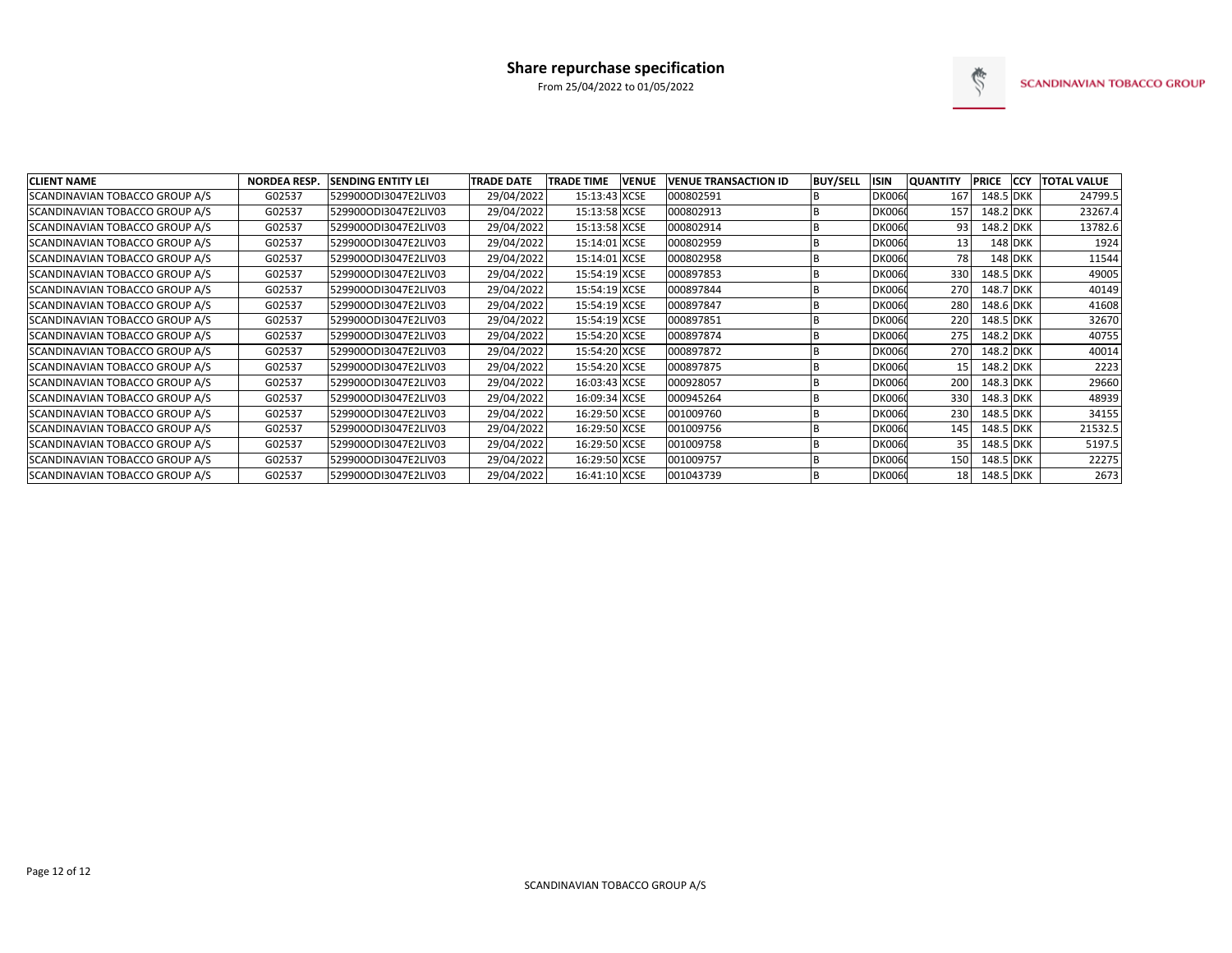# Share repurchase specification

From 25/04/2022 to 01/05/2022

SCANDINAVIAN TOBACCO GROUP

| CLIENT NAME | NORDEA RESP. | SENDING ENTITY LEI | TRADE DATE | TRADE TIME | VENUE | VENUE TRANSACTION ID | BUY/SELL | ISIN | QUANTITY | PRICE | CCY | TOTAL VALUE |
|---|---|---|---|---|---|---|---|---|---|---|---|---|
| SCANDINAVIAN TOBACCO GROUP A/S | G02537 | 529900ODI3047E2LIV03 | 29/04/2022 | 15:13:43 | XCSE | 000802591 | B | DK006 | 167 | 148.5 | DKK | 24799.5 |
| SCANDINAVIAN TOBACCO GROUP A/S | G02537 | 529900ODI3047E2LIV03 | 29/04/2022 | 15:13:58 | XCSE | 000802913 | B | DK006 | 157 | 148.2 | DKK | 23267.4 |
| SCANDINAVIAN TOBACCO GROUP A/S | G02537 | 529900ODI3047E2LIV03 | 29/04/2022 | 15:13:58 | XCSE | 000802914 | B | DK006 | 93 | 148.2 | DKK | 13782.6 |
| SCANDINAVIAN TOBACCO GROUP A/S | G02537 | 529900ODI3047E2LIV03 | 29/04/2022 | 15:14:01 | XCSE | 000802959 | B | DK006 | 13 | 148 | DKK | 1924 |
| SCANDINAVIAN TOBACCO GROUP A/S | G02537 | 529900ODI3047E2LIV03 | 29/04/2022 | 15:14:01 | XCSE | 000802958 | B | DK006 | 78 | 148 | DKK | 11544 |
| SCANDINAVIAN TOBACCO GROUP A/S | G02537 | 529900ODI3047E2LIV03 | 29/04/2022 | 15:54:19 | XCSE | 000897853 | B | DK006 | 330 | 148.5 | DKK | 49005 |
| SCANDINAVIAN TOBACCO GROUP A/S | G02537 | 529900ODI3047E2LIV03 | 29/04/2022 | 15:54:19 | XCSE | 000897844 | B | DK006 | 270 | 148.7 | DKK | 40149 |
| SCANDINAVIAN TOBACCO GROUP A/S | G02537 | 529900ODI3047E2LIV03 | 29/04/2022 | 15:54:19 | XCSE | 000897847 | B | DK006 | 280 | 148.6 | DKK | 41608 |
| SCANDINAVIAN TOBACCO GROUP A/S | G02537 | 529900ODI3047E2LIV03 | 29/04/2022 | 15:54:19 | XCSE | 000897851 | B | DK006 | 220 | 148.5 | DKK | 32670 |
| SCANDINAVIAN TOBACCO GROUP A/S | G02537 | 529900ODI3047E2LIV03 | 29/04/2022 | 15:54:20 | XCSE | 000897874 | B | DK006 | 275 | 148.2 | DKK | 40755 |
| SCANDINAVIAN TOBACCO GROUP A/S | G02537 | 529900ODI3047E2LIV03 | 29/04/2022 | 15:54:20 | XCSE | 000897872 | B | DK006 | 270 | 148.2 | DKK | 40014 |
| SCANDINAVIAN TOBACCO GROUP A/S | G02537 | 529900ODI3047E2LIV03 | 29/04/2022 | 15:54:20 | XCSE | 000897875 | B | DK006 | 15 | 148.2 | DKK | 2223 |
| SCANDINAVIAN TOBACCO GROUP A/S | G02537 | 529900ODI3047E2LIV03 | 29/04/2022 | 16:03:43 | XCSE | 000928057 | B | DK006 | 200 | 148.3 | DKK | 29660 |
| SCANDINAVIAN TOBACCO GROUP A/S | G02537 | 529900ODI3047E2LIV03 | 29/04/2022 | 16:09:34 | XCSE | 000945264 | B | DK006 | 330 | 148.3 | DKK | 48939 |
| SCANDINAVIAN TOBACCO GROUP A/S | G02537 | 529900ODI3047E2LIV03 | 29/04/2022 | 16:29:50 | XCSE | 001009760 | B | DK006 | 230 | 148.5 | DKK | 34155 |
| SCANDINAVIAN TOBACCO GROUP A/S | G02537 | 529900ODI3047E2LIV03 | 29/04/2022 | 16:29:50 | XCSE | 001009756 | B | DK006 | 145 | 148.5 | DKK | 21532.5 |
| SCANDINAVIAN TOBACCO GROUP A/S | G02537 | 529900ODI3047E2LIV03 | 29/04/2022 | 16:29:50 | XCSE | 001009758 | B | DK006 | 35 | 148.5 | DKK | 5197.5 |
| SCANDINAVIAN TOBACCO GROUP A/S | G02537 | 529900ODI3047E2LIV03 | 29/04/2022 | 16:29:50 | XCSE | 001009757 | B | DK006 | 150 | 148.5 | DKK | 22275 |
| SCANDINAVIAN TOBACCO GROUP A/S | G02537 | 529900ODI3047E2LIV03 | 29/04/2022 | 16:41:10 | XCSE | 001043739 | B | DK006 | 18 | 148.5 | DKK | 2673 |